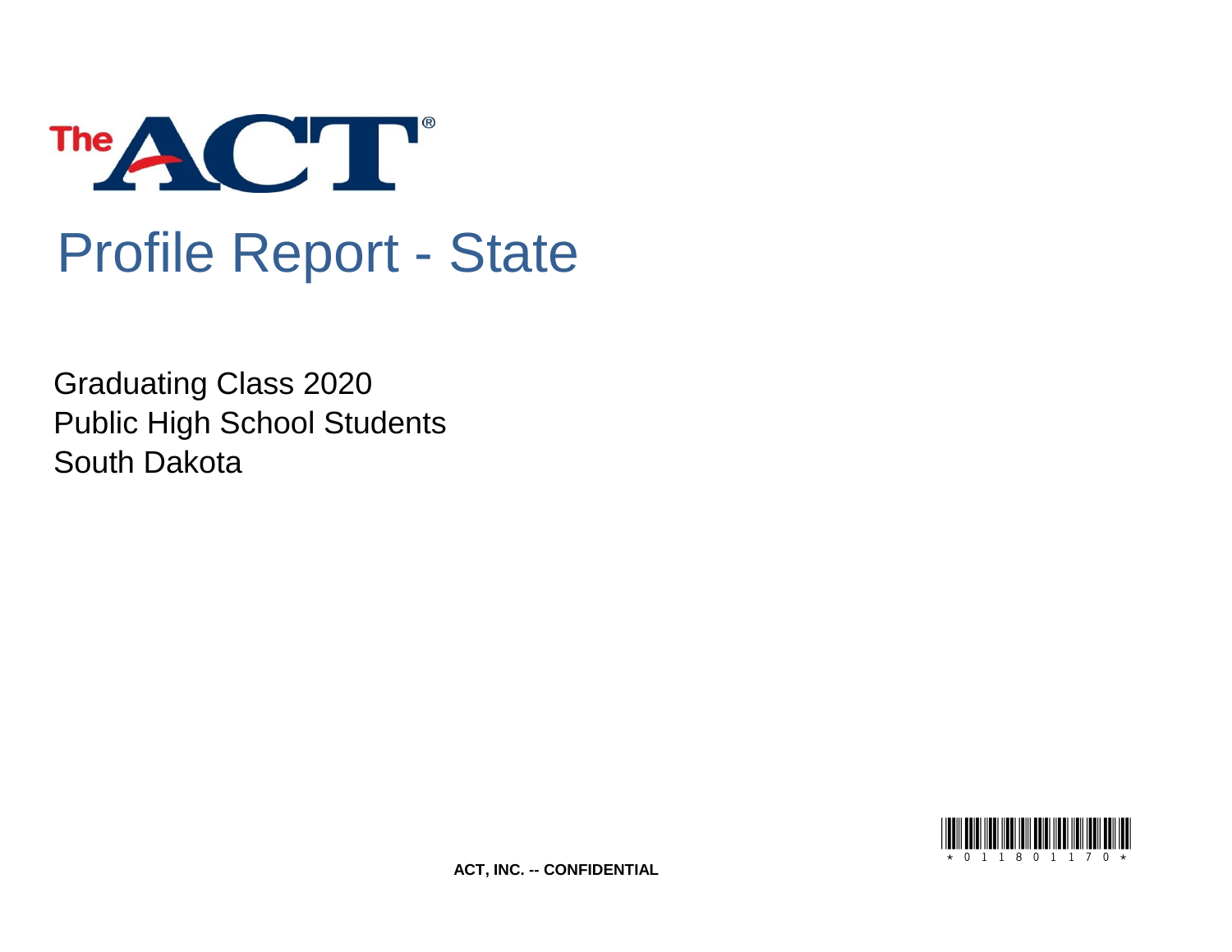# The ACT®

# Profile Report - State

Graduating Class 2020
Public High School Students
South Dakota

*0118011 70*

**ACT, INC. -- CONFIDENTIAL**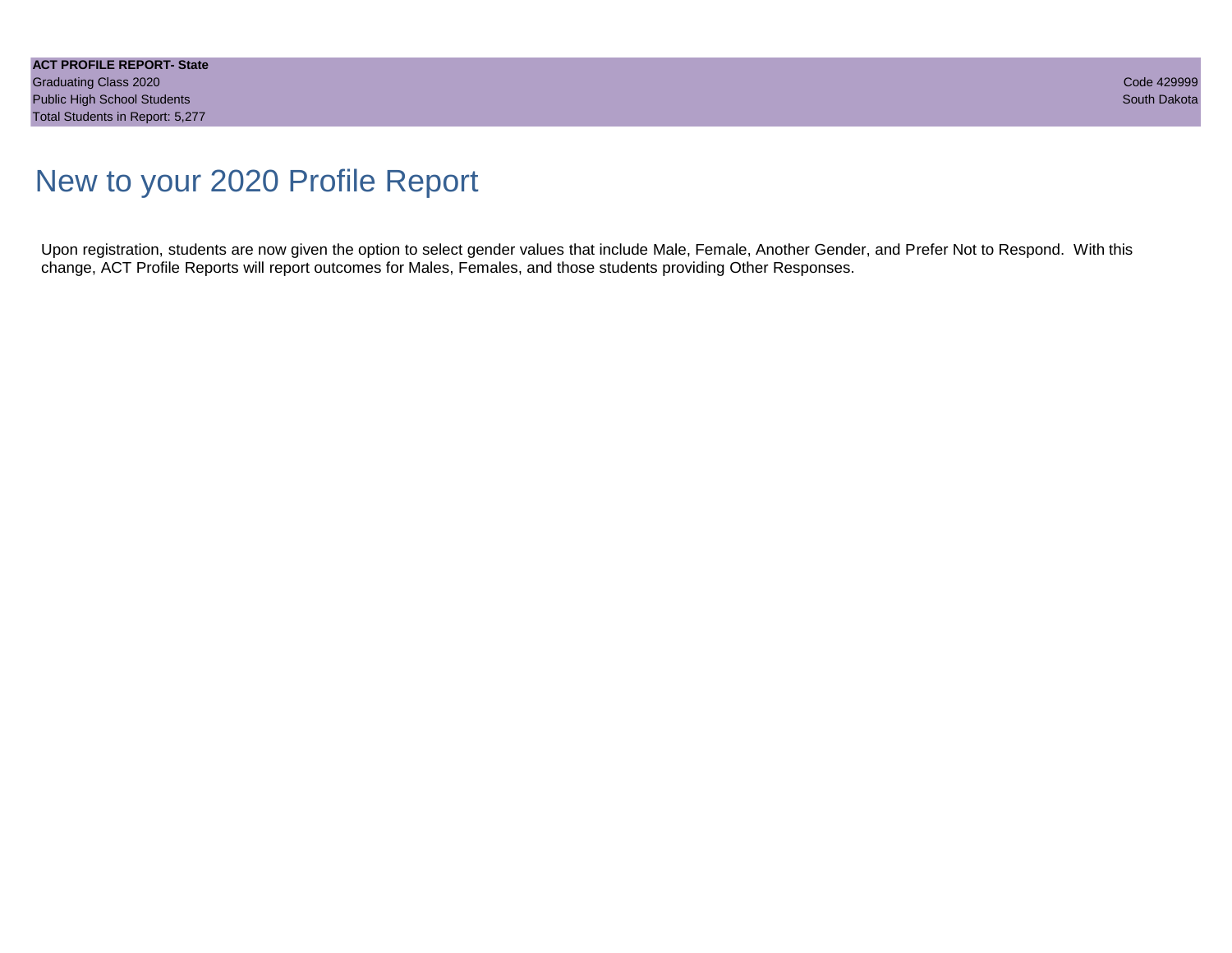# New to your 2020 Profile Report

Upon registration, students are now given the option to select gender values that include Male, Female, Another Gender, and Prefer Not to Respond. With this change, ACT Profile Reports will report outcomes for Males, Females, and those students providing Other Responses.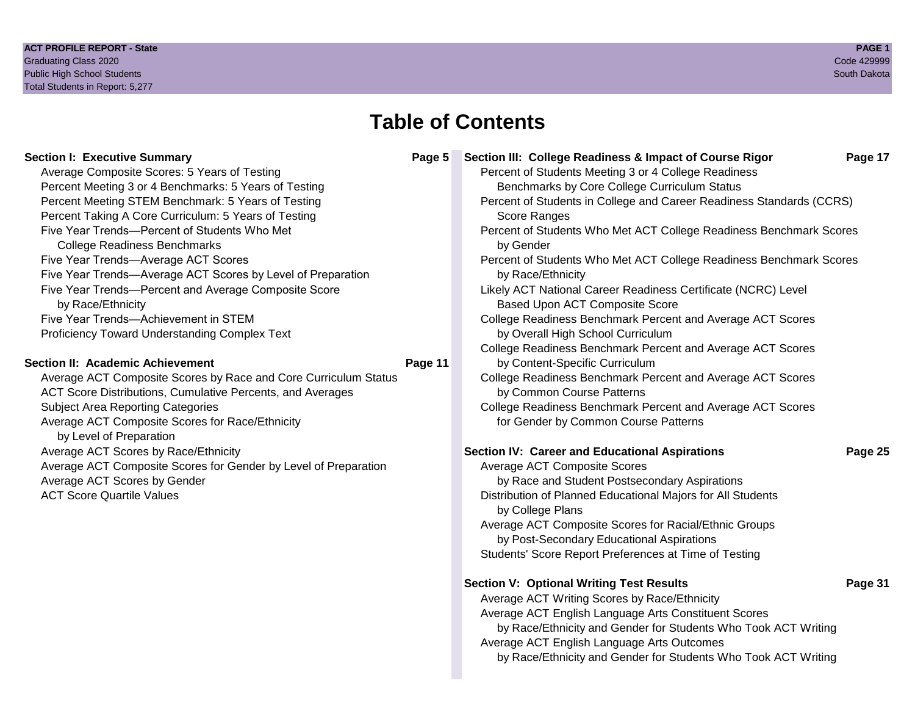# Table of Contents

**Section I: Executive Summary** — Page 5

- Average Composite Scores: 5 Years of Testing
- Percent Meeting 3 or 4 Benchmarks: 5 Years of Testing
- Percent Meeting STEM Benchmark: 5 Years of Testing
- Percent Taking A Core Curriculum: 5 Years of Testing
- Five Year Trends—Percent of Students Who Met College Readiness Benchmarks
- Five Year Trends—Average ACT Scores
- Five Year Trends—Average ACT Scores by Level of Preparation
- Five Year Trends—Percent and Average Composite Score by Race/Ethnicity
- Five Year Trends—Achievement in STEM
- Proficiency Toward Understanding Complex Text

**Section II: Academic Achievement** — Page 11

- Average ACT Composite Scores by Race and Core Curriculum Status
- ACT Score Distributions, Cumulative Percents, and Averages
- Subject Area Reporting Categories
- Average ACT Composite Scores for Race/Ethnicity by Level of Preparation
- Average ACT Scores by Race/Ethnicity
- Average ACT Composite Scores for Gender by Level of Preparation
- Average ACT Scores by Gender
- ACT Score Quartile Values

**Section III: College Readiness & Impact of Course Rigor** — Page 17

- Percent of Students Meeting 3 or 4 College Readiness Benchmarks by Core College Curriculum Status
- Percent of Students in College and Career Readiness Standards (CCRS) Score Ranges
- Percent of Students Who Met ACT College Readiness Benchmark Scores by Gender
- Percent of Students Who Met ACT College Readiness Benchmark Scores by Race/Ethnicity
- Likely ACT National Career Readiness Certificate (NCRC) Level Based Upon ACT Composite Score
- College Readiness Benchmark Percent and Average ACT Scores by Overall High School Curriculum
- College Readiness Benchmark Percent and Average ACT Scores by Content-Specific Curriculum
- College Readiness Benchmark Percent and Average ACT Scores by Common Course Patterns
- College Readiness Benchmark Percent and Average ACT Scores for Gender by Common Course Patterns

**Section IV: Career and Educational Aspirations** — Page 25

- Average ACT Composite Scores by Race and Student Postsecondary Aspirations
- Distribution of Planned Educational Majors for All Students by College Plans
- Average ACT Composite Scores for Racial/Ethnic Groups by Post-Secondary Educational Aspirations
- Students' Score Report Preferences at Time of Testing

**Section V: Optional Writing Test Results** — Page 31

- Average ACT Writing Scores by Race/Ethnicity
- Average ACT English Language Arts Constituent Scores by Race/Ethnicity and Gender for Students Who Took ACT Writing
- Average ACT English Language Arts Outcomes by Race/Ethnicity and Gender for Students Who Took ACT Writing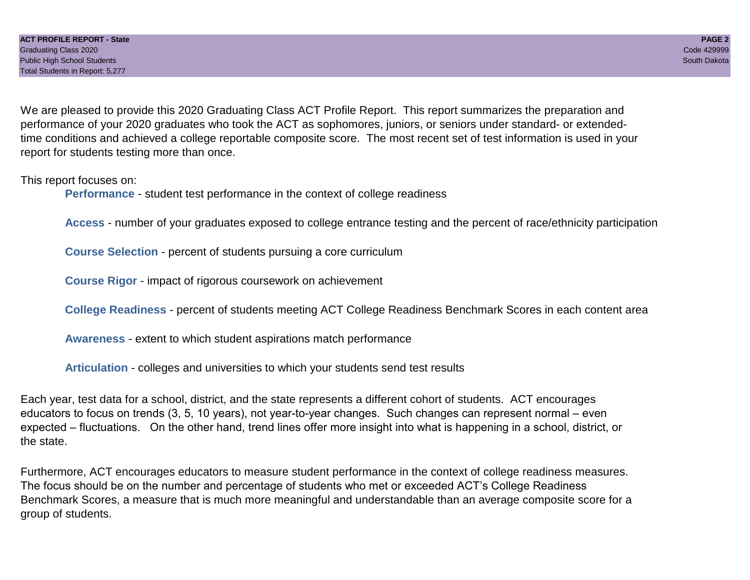We are pleased to provide this 2020 Graduating Class ACT Profile Report. This report summarizes the preparation and performance of your 2020 graduates who took the ACT as sophomores, juniors, or seniors under standard- or extended-time conditions and achieved a college reportable composite score. The most recent set of test information is used in your report for students testing more than once.

This report focuses on:

- **Performance** - student test performance in the context of college readiness
- **Access** - number of your graduates exposed to college entrance testing and the percent of race/ethnicity participation
- **Course Selection** - percent of students pursuing a core curriculum
- **Course Rigor** - impact of rigorous coursework on achievement
- **College Readiness** - percent of students meeting ACT College Readiness Benchmark Scores in each content area
- **Awareness** - extent to which student aspirations match performance
- **Articulation** - colleges and universities to which your students send test results

Each year, test data for a school, district, and the state represents a different cohort of students. ACT encourages educators to focus on trends (3, 5, 10 years), not year-to-year changes. Such changes can represent normal – even expected – fluctuations. On the other hand, trend lines offer more insight into what is happening in a school, district, or the state.

Furthermore, ACT encourages educators to measure student performance in the context of college readiness measures. The focus should be on the number and percentage of students who met or exceeded ACT's College Readiness Benchmark Scores, a measure that is much more meaningful and understandable than an average composite score for a group of students.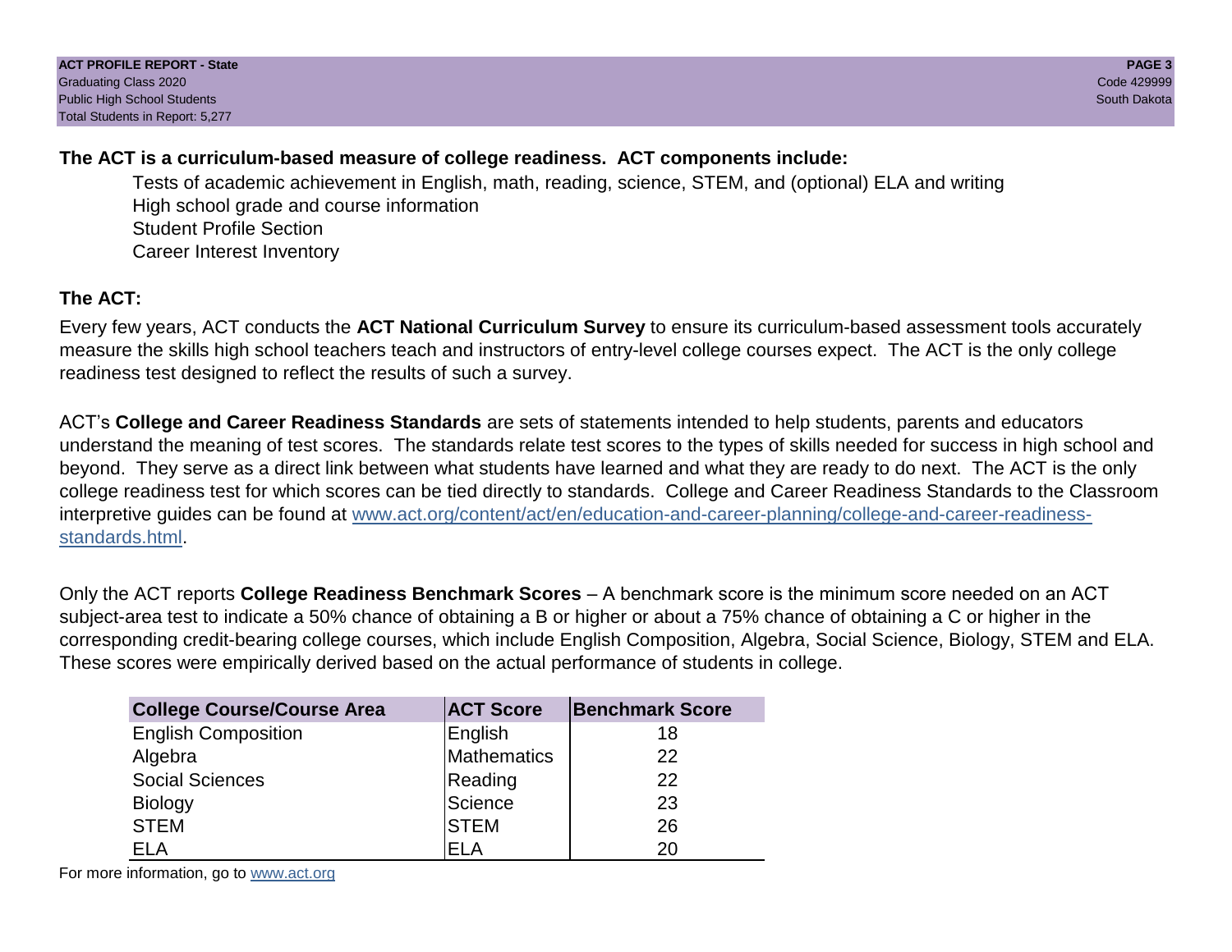**The ACT is a curriculum-based measure of college readiness. ACT components include:**

- Tests of academic achievement in English, math, reading, science, STEM, and (optional) ELA and writing
- High school grade and course information
- Student Profile Section
- Career Interest Inventory

## The ACT:

Every few years, ACT conducts the **ACT National Curriculum Survey** to ensure its curriculum-based assessment tools accurately measure the skills high school teachers teach and instructors of entry-level college courses expect. The ACT is the only college readiness test designed to reflect the results of such a survey.

ACT's **College and Career Readiness Standards** are sets of statements intended to help students, parents and educators understand the meaning of test scores. The standards relate test scores to the types of skills needed for success in high school and beyond. They serve as a direct link between what students have learned and what they are ready to do next. The ACT is the only college readiness test for which scores can be tied directly to standards. College and Career Readiness Standards to the Classroom interpretive guides can be found at [www.act.org/content/act/en/education-and-career-planning/college-and-career-readiness-standards.html](www.act.org/content/act/en/education-and-career-planning/college-and-career-readiness-standards.html).

Only the ACT reports **College Readiness Benchmark Scores** – A benchmark score is the minimum score needed on an ACT subject-area test to indicate a 50% chance of obtaining a B or higher or about a 75% chance of obtaining a C or higher in the corresponding credit-bearing college courses, which include English Composition, Algebra, Social Science, Biology, STEM and ELA. These scores were empirically derived based on the actual performance of students in college.

| College Course/Course Area | ACT Score | Benchmark Score |
|---|---|---|
| English Composition | English | 18 |
| Algebra | Mathematics | 22 |
| Social Sciences | Reading | 22 |
| Biology | Science | 23 |
| STEM | STEM | 26 |
| ELA | ELA | 20 |

For more information, go to [www.act.org](www.act.org)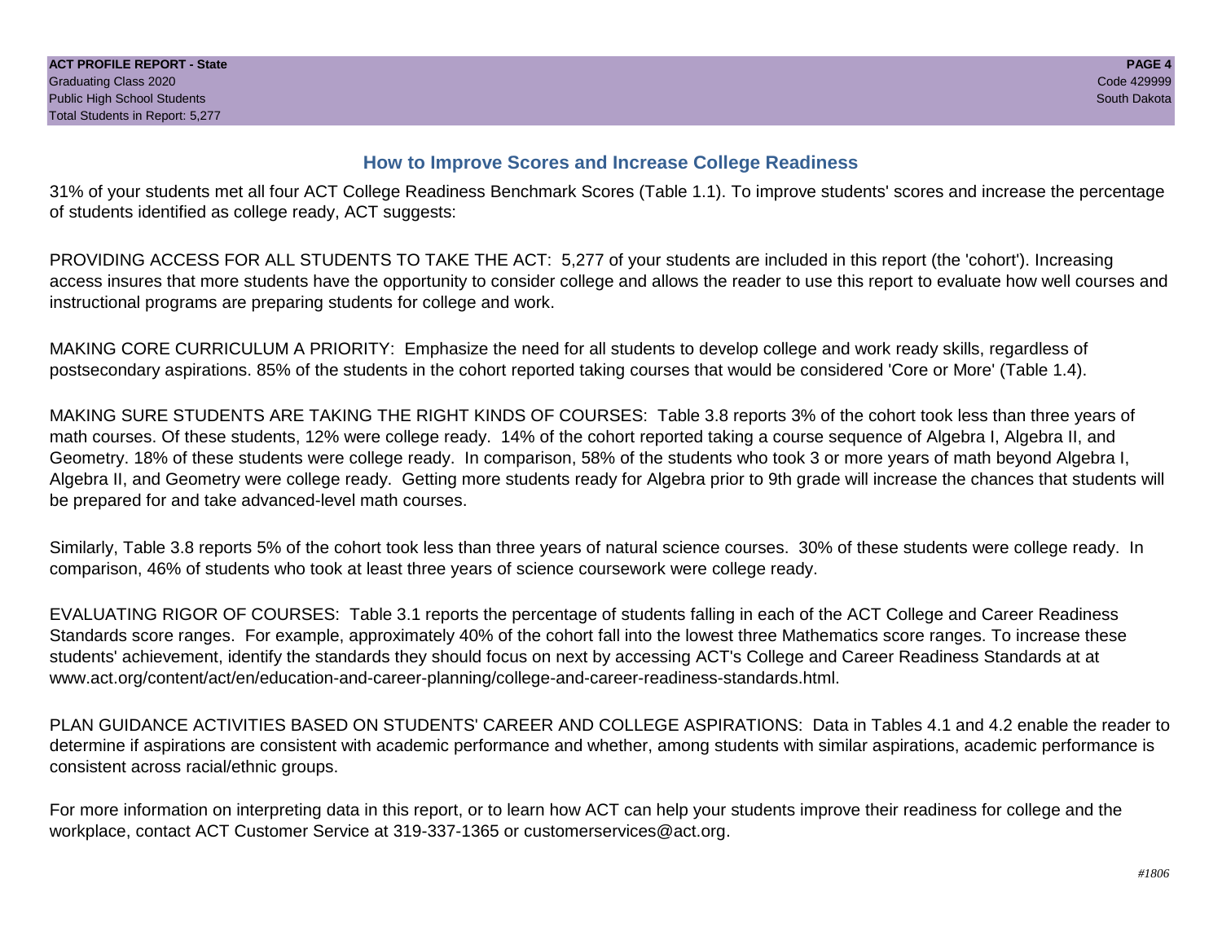## How to Improve Scores and Increase College Readiness

31% of your students met all four ACT College Readiness Benchmark Scores (Table 1.1). To improve students' scores and increase the percentage of students identified as college ready, ACT suggests:

PROVIDING ACCESS FOR ALL STUDENTS TO TAKE THE ACT: 5,277 of your students are included in this report (the 'cohort'). Increasing access insures that more students have the opportunity to consider college and allows the reader to use this report to evaluate how well courses and instructional programs are preparing students for college and work.

MAKING CORE CURRICULUM A PRIORITY: Emphasize the need for all students to develop college and work ready skills, regardless of postsecondary aspirations. 85% of the students in the cohort reported taking courses that would be considered 'Core or More' (Table 1.4).

MAKING SURE STUDENTS ARE TAKING THE RIGHT KINDS OF COURSES: Table 3.8 reports 3% of the cohort took less than three years of math courses. Of these students, 12% were college ready. 14% of the cohort reported taking a course sequence of Algebra I, Algebra II, and Geometry. 18% of these students were college ready. In comparison, 58% of the students who took 3 or more years of math beyond Algebra I, Algebra II, and Geometry were college ready. Getting more students ready for Algebra prior to 9th grade will increase the chances that students will be prepared for and take advanced-level math courses.

Similarly, Table 3.8 reports 5% of the cohort took less than three years of natural science courses. 30% of these students were college ready. In comparison, 46% of students who took at least three years of science coursework were college ready.

EVALUATING RIGOR OF COURSES: Table 3.1 reports the percentage of students falling in each of the ACT College and Career Readiness Standards score ranges. For example, approximately 40% of the cohort fall into the lowest three Mathematics score ranges. To increase these students' achievement, identify the standards they should focus on next by accessing ACT's College and Career Readiness Standards at at www.act.org/content/act/en/education-and-career-planning/college-and-career-readiness-standards.html.

PLAN GUIDANCE ACTIVITIES BASED ON STUDENTS' CAREER AND COLLEGE ASPIRATIONS: Data in Tables 4.1 and 4.2 enable the reader to determine if aspirations are consistent with academic performance and whether, among students with similar aspirations, academic performance is consistent across racial/ethnic groups.

For more information on interpreting data in this report, or to learn how ACT can help your students improve their readiness for college and the workplace, contact ACT Customer Service at 319-337-1365 or customerservices@act.org.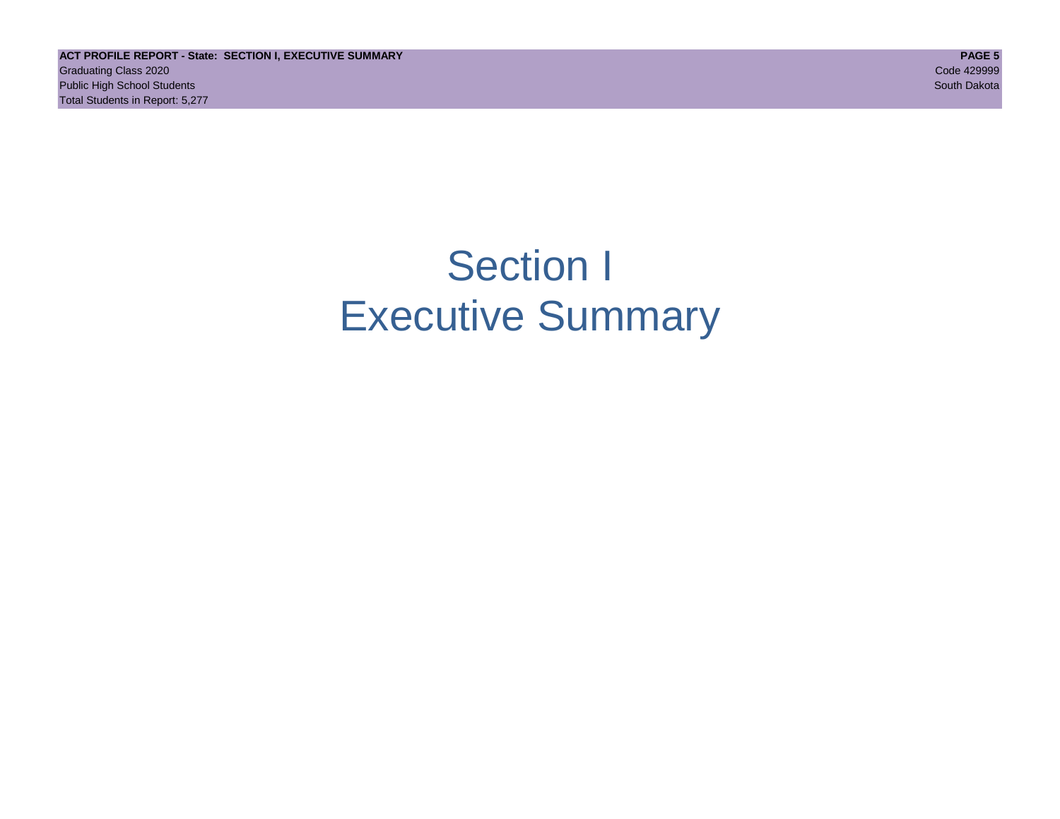# Section I
# Executive Summary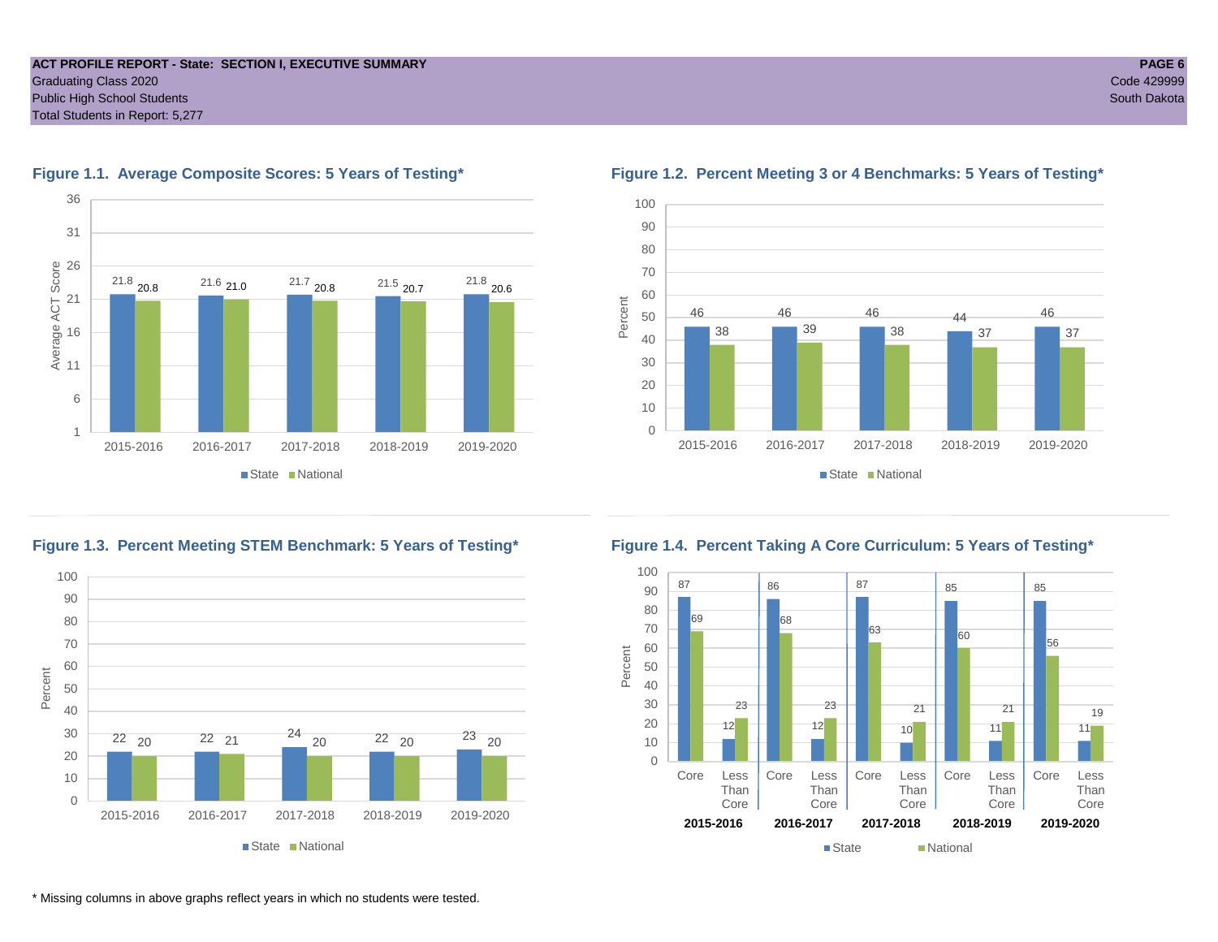**ACT PROFILE REPORT - State: SECTION I, EXECUTIVE SUMMARY**
Graduating Class 2020
Public High School Students
Total Students in Report: 5,277

Code 429999
South Dakota

### Figure 1.1. Average Composite Scores: 5 Years of Testing*

| Year | State | National |
|---|---|---|
| 2015-2016 | 21.8 | 20.8 |
| 2016-2017 | 21.6 | 21.0 |
| 2017-2018 | 21.7 | 20.8 |
| 2018-2019 | 21.5 | 20.7 |
| 2019-2020 | 21.8 | 20.6 |

### Figure 1.2. Percent Meeting 3 or 4 Benchmarks: 5 Years of Testing*

| Year | State | National |
|---|---|---|
| 2015-2016 | 46 | 38 |
| 2016-2017 | 46 | 39 |
| 2017-2018 | 46 | 38 |
| 2018-2019 | 44 | 37 |
| 2019-2020 | 46 | 37 |

### Figure 1.3. Percent Meeting STEM Benchmark: 5 Years of Testing*

| Year | State | National |
|---|---|---|
| 2015-2016 | 22 | 20 |
| 2016-2017 | 22 | 21 |
| 2017-2018 | 24 | 20 |
| 2018-2019 | 22 | 20 |
| 2019-2020 | 23 | 20 |

### Figure 1.4. Percent Taking A Core Curriculum: 5 Years of Testing*

| Year | Curriculum | State | National |
|---|---|---|---|
| 2015-2016 | Core | 87 | 69 |
| 2015-2016 | Less Than Core | 12 | 23 |
| 2016-2017 | Core | 86 | 68 |
| 2016-2017 | Less Than Core | 12 | 23 |
| 2017-2018 | Core | 87 | 63 |
| 2017-2018 | Less Than Core | 10 | 21 |
| 2018-2019 | Core | 85 | 60 |
| 2018-2019 | Less Than Core | 11 | 21 |
| 2019-2020 | Core | 85 | 56 |
| 2019-2020 | Less Than Core | 11 | 19 |

* Missing columns in above graphs reflect years in which no students were tested.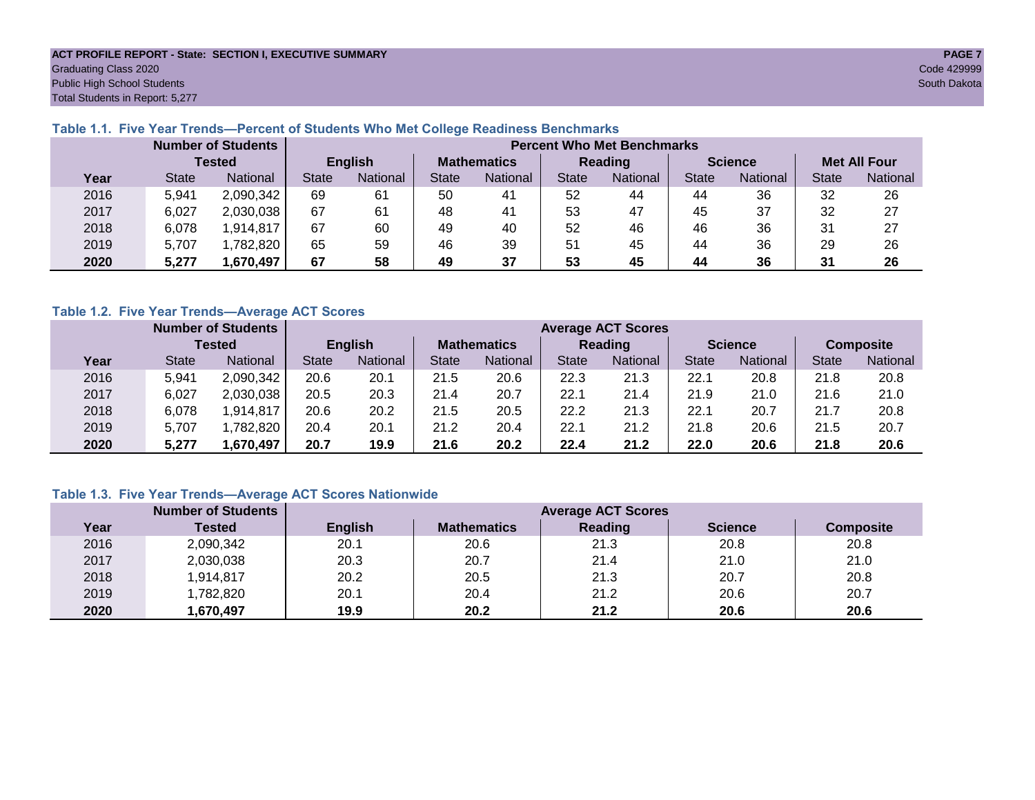**ACT PROFILE REPORT - State: SECTION I, EXECUTIVE SUMMARY**
Graduating Class 2020
Public High School Students
Total Students in Report: 5,277

Code 429999
South Dakota

### Table 1.1. Five Year Trends—Percent of Students Who Met College Readiness Benchmarks

| | Number of Students Tested | | Percent Who Met Benchmarks | | | | | | | | | |
|---|---|---|---|---|---|---|---|---|---|---|---|---|
| | | | English | | Mathematics | | Reading | | Science | | Met All Four | |
| Year | State | National | State | National | State | National | State | National | State | National | State | National |
| 2016 | 5,941 | 2,090,342 | 69 | 61 | 50 | 41 | 52 | 44 | 44 | 36 | 32 | 26 |
| 2017 | 6,027 | 2,030,038 | 67 | 61 | 48 | 41 | 53 | 47 | 45 | 37 | 32 | 27 |
| 2018 | 6,078 | 1,914,817 | 67 | 60 | 49 | 40 | 52 | 46 | 46 | 36 | 31 | 27 |
| 2019 | 5,707 | 1,782,820 | 65 | 59 | 46 | 39 | 51 | 45 | 44 | 36 | 29 | 26 |
| **2020** | **5,277** | **1,670,497** | **67** | **58** | **49** | **37** | **53** | **45** | **44** | **36** | **31** | **26** |

### Table 1.2. Five Year Trends—Average ACT Scores

| | Number of Students Tested | | Average ACT Scores | | | | | | | | | |
|---|---|---|---|---|---|---|---|---|---|---|---|---|
| | | | English | | Mathematics | | Reading | | Science | | Composite | |
| Year | State | National | State | National | State | National | State | National | State | National | State | National |
| 2016 | 5,941 | 2,090,342 | 20.6 | 20.1 | 21.5 | 20.6 | 22.3 | 21.3 | 22.1 | 20.8 | 21.8 | 20.8 |
| 2017 | 6,027 | 2,030,038 | 20.5 | 20.3 | 21.4 | 20.7 | 22.1 | 21.4 | 21.9 | 21.0 | 21.6 | 21.0 |
| 2018 | 6,078 | 1,914,817 | 20.6 | 20.2 | 21.5 | 20.5 | 22.2 | 21.3 | 22.1 | 20.7 | 21.7 | 20.8 |
| 2019 | 5,707 | 1,782,820 | 20.4 | 20.1 | 21.2 | 20.4 | 22.1 | 21.2 | 21.8 | 20.6 | 21.5 | 20.7 |
| **2020** | **5,277** | **1,670,497** | **20.7** | **19.9** | **21.6** | **20.2** | **22.4** | **21.2** | **22.0** | **20.6** | **21.8** | **20.6** |

### Table 1.3. Five Year Trends—Average ACT Scores Nationwide

| | Number of Students | Average ACT Scores | | | | |
|---|---|---|---|---|---|---|
| Year | Tested | English | Mathematics | Reading | Science | Composite |
| 2016 | 2,090,342 | 20.1 | 20.6 | 21.3 | 20.8 | 20.8 |
| 2017 | 2,030,038 | 20.3 | 20.7 | 21.4 | 21.0 | 21.0 |
| 2018 | 1,914,817 | 20.2 | 20.5 | 21.3 | 20.7 | 20.8 |
| 2019 | 1,782,820 | 20.1 | 20.4 | 21.2 | 20.6 | 20.7 |
| **2020** | **1,670,497** | **19.9** | **20.2** | **21.2** | **20.6** | **20.6** |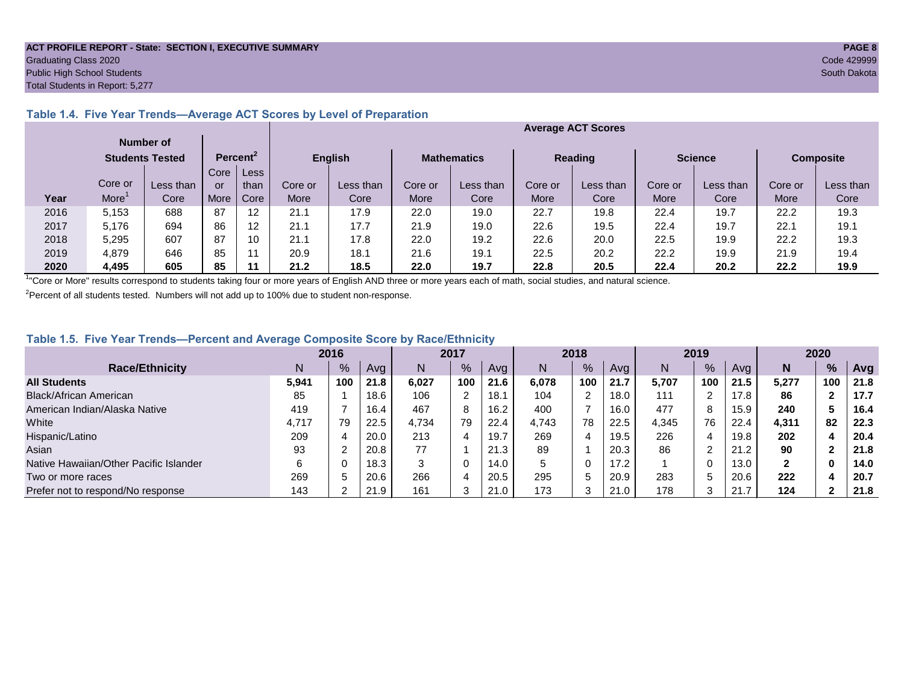## Table 1.4. Five Year Trends—Average ACT Scores by Level of Preparation

| Year | Number of Students Tested | | Percent[2] | | Average ACT Scores | | | | | | | | | |
|---|---|---|---|---|---|---|---|---|---|---|---|---|---|---|
| | | | | | English | | Mathematics | | Reading | | Science | | Composite | |
| | Core or More[1] | Less than Core | Core or More | Less than Core | Core or More | Less than Core | Core or More | Less than Core | Core or More | Less than Core | Core or More | Less than Core | Core or More | Less than Core |
| 2016 | 5,153 | 688 | 87 | 12 | 21.1 | 17.9 | 22.0 | 19.0 | 22.7 | 19.8 | 22.4 | 19.7 | 22.2 | 19.3 |
| 2017 | 5,176 | 694 | 86 | 12 | 21.1 | 17.7 | 21.9 | 19.0 | 22.6 | 19.5 | 22.4 | 19.7 | 22.1 | 19.1 |
| 2018 | 5,295 | 607 | 87 | 10 | 21.1 | 17.8 | 22.0 | 19.2 | 22.6 | 20.0 | 22.5 | 19.9 | 22.2 | 19.3 |
| 2019 | 4,879 | 646 | 85 | 11 | 20.9 | 18.1 | 21.6 | 19.1 | 22.5 | 20.2 | 22.2 | 19.9 | 21.9 | 19.4 |
| **2020** | **4,495** | **605** | **85** | **11** | **21.2** | **18.5** | **22.0** | **19.7** | **22.8** | **20.5** | **22.4** | **20.2** | **22.2** | **19.9** |

[1]"Core or More" results correspond to students taking four or more years of English AND three or more years each of math, social studies, and natural science.

[2]Percent of all students tested. Numbers will not add up to 100% due to student non-response.

## Table 1.5. Five Year Trends—Percent and Average Composite Score by Race/Ethnicity

| Race/Ethnicity | 2016 | | | 2017 | | | 2018 | | | 2019 | | | 2020 | | |
|---|---|---|---|---|---|---|---|---|---|---|---|---|---|---|---|
| | N | % | Avg | N | % | Avg | N | % | Avg | N | % | Avg | **N** | **%** | **Avg** |
| **All Students** | **5,941** | **100** | **21.8** | **6,027** | **100** | **21.6** | **6,078** | **100** | **21.7** | **5,707** | **100** | **21.5** | **5,277** | **100** | **21.8** |
| Black/African American | 85 | 1 | 18.6 | 106 | 2 | 18.1 | 104 | 2 | 18.0 | 111 | 2 | 17.8 | **86** | **2** | **17.7** |
| American Indian/Alaska Native | 419 | 7 | 16.4 | 467 | 8 | 16.2 | 400 | 7 | 16.0 | 477 | 8 | 15.9 | **240** | **5** | **16.4** |
| White | 4,717 | 79 | 22.5 | 4,734 | 79 | 22.4 | 4,743 | 78 | 22.5 | 4,345 | 76 | 22.4 | **4,311** | **82** | **22.3** |
| Hispanic/Latino | 209 | 4 | 20.0 | 213 | 4 | 19.7 | 269 | 4 | 19.5 | 226 | 4 | 19.8 | **202** | **4** | **20.4** |
| Asian | 93 | 2 | 20.8 | 77 | 1 | 21.3 | 89 | 1 | 20.3 | 86 | 2 | 21.2 | **90** | **2** | **21.8** |
| Native Hawaiian/Other Pacific Islander | 6 | 0 | 18.3 | 3 | 0 | 14.0 | 5 | 0 | 17.2 | 1 | 0 | 13.0 | **2** | **0** | **14.0** |
| Two or more races | 269 | 5 | 20.6 | 266 | 4 | 20.5 | 295 | 5 | 20.9 | 283 | 5 | 20.6 | **222** | **4** | **20.7** |
| Prefer not to respond/No response | 143 | 2 | 21.9 | 161 | 3 | 21.0 | 173 | 3 | 21.0 | 178 | 3 | 21.7 | **124** | **2** | **21.8** |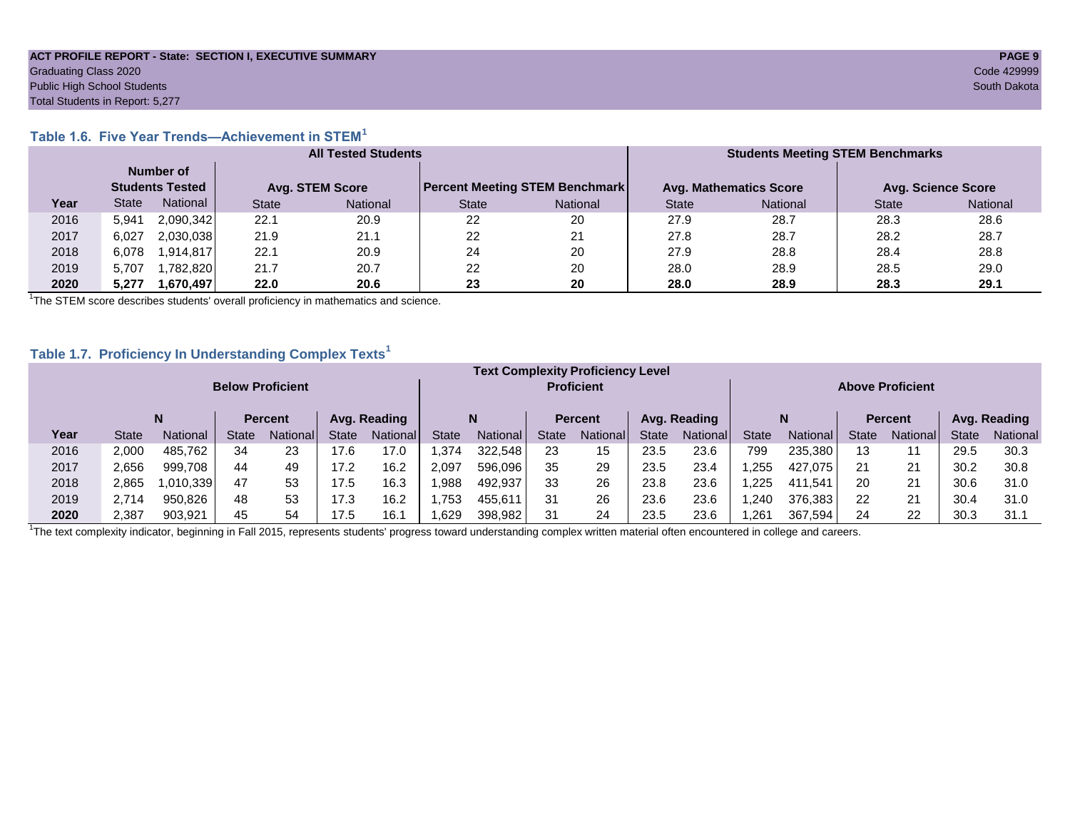ACT PROFILE REPORT - State: SECTION I, EXECUTIVE SUMMARY

Graduating Class 2020

Public High School Students

Total Students in Report: 5,277

Code 429999

South Dakota

### Table 1.6. Five Year Trends—Achievement in STEM[1]

| | All Tested Students | | | | | | Students Meeting STEM Benchmarks | | | |
|---|---|---|---|---|---|---|---|---|---|---|
| | Number of Students Tested | | Avg. STEM Score | | Percent Meeting STEM Benchmark | | Avg. Mathematics Score | | Avg. Science Score | |
| Year | State | National | State | National | State | National | State | National | State | National |
| 2016 | 5,941 | 2,090,342 | 22.1 | 20.9 | 22 | 20 | 27.9 | 28.7 | 28.3 | 28.6 |
| 2017 | 6,027 | 2,030,038 | 21.9 | 21.1 | 22 | 21 | 27.8 | 28.7 | 28.2 | 28.7 |
| 2018 | 6,078 | 1,914,817 | 22.1 | 20.9 | 24 | 20 | 27.9 | 28.8 | 28.4 | 28.8 |
| 2019 | 5,707 | 1,782,820 | 21.7 | 20.7 | 22 | 20 | 28.0 | 28.9 | 28.5 | 29.0 |
| **2020** | **5,277** | **1,670,497** | **22.0** | **20.6** | **23** | **20** | **28.0** | **28.9** | **28.3** | **29.1** |

[1]The STEM score describes students' overall proficiency in mathematics and science.

### Table 1.7. Proficiency In Understanding Complex Texts[1]

| | Text Complexity Proficiency Level | | | | | | | | | | | | | | | | | |
|---|---|---|---|---|---|---|---|---|---|---|---|---|---|---|---|---|---|---|
| | Below Proficient | | | | | | Proficient | | | | | | Above Proficient | | | | | |
| | N | | Percent | | Avg. Reading | | N | | Percent | | Avg. Reading | | N | | Percent | | Avg. Reading | |
| Year | State | National | State | National | State | National | State | National | State | National | State | National | State | National | State | National | State | National |
| 2016 | 2,000 | 485,762 | 34 | 23 | 17.6 | 17.0 | 1,374 | 322,548 | 23 | 15 | 23.5 | 23.6 | 799 | 235,380 | 13 | 11 | 29.5 | 30.3 |
| 2017 | 2,656 | 999,708 | 44 | 49 | 17.2 | 16.2 | 2,097 | 596,096 | 35 | 29 | 23.5 | 23.4 | 1,255 | 427,075 | 21 | 21 | 30.2 | 30.8 |
| 2018 | 2,865 | 1,010,339 | 47 | 53 | 17.5 | 16.3 | 1,988 | 492,937 | 33 | 26 | 23.8 | 23.6 | 1,225 | 411,541 | 20 | 21 | 30.6 | 31.0 |
| 2019 | 2,714 | 950,826 | 48 | 53 | 17.3 | 16.2 | 1,753 | 455,611 | 31 | 26 | 23.6 | 23.6 | 1,240 | 376,383 | 22 | 21 | 30.4 | 31.0 |
| **2020** | 2,387 | 903,921 | 45 | 54 | 17.5 | 16.1 | 1,629 | 398,982 | 31 | 24 | 23.5 | 23.6 | 1,261 | 367,594 | 24 | 22 | 30.3 | 31.1 |

[1]The text complexity indicator, beginning in Fall 2015, represents students' progress toward understanding complex written material often encountered in college and careers.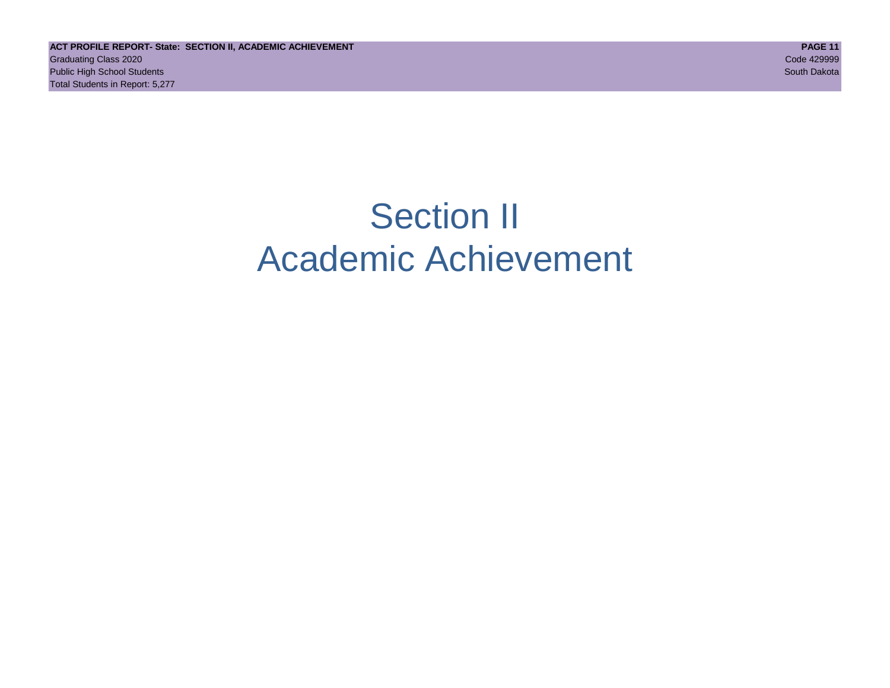# Section II
# Academic Achievement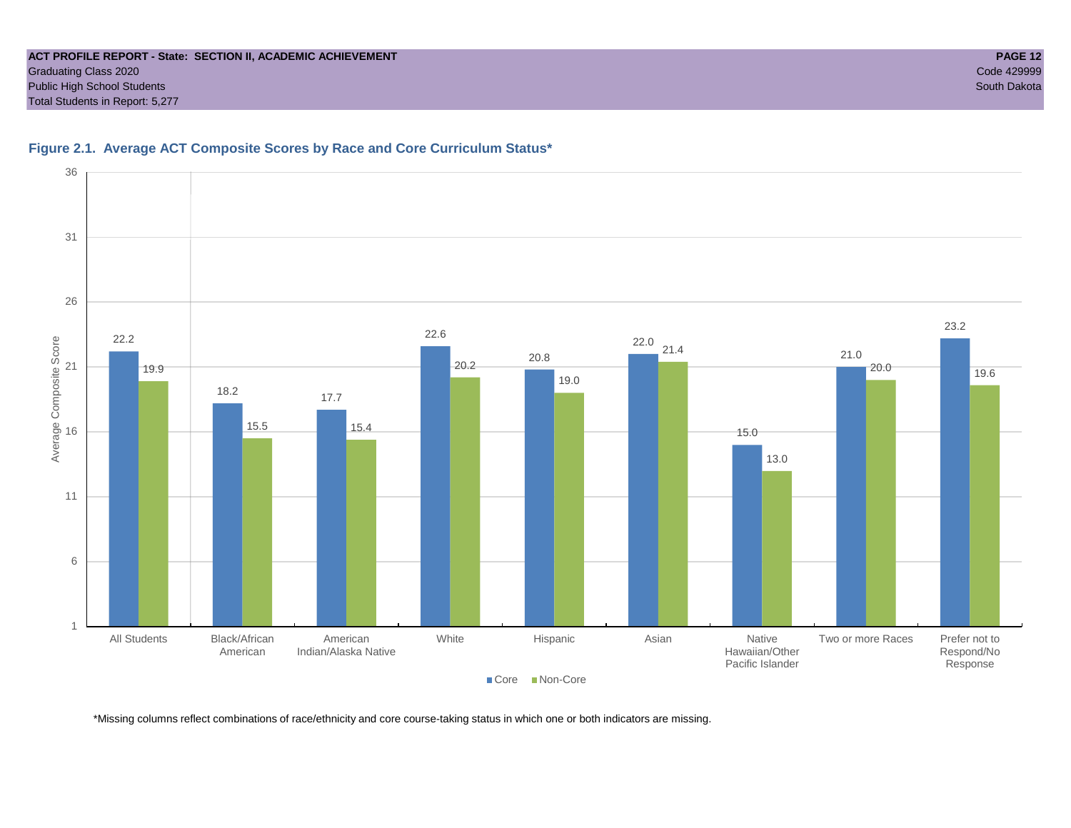ACT PROFILE REPORT - State: SECTION II, ACADEMIC ACHIEVEMENT
Graduating Class 2020
Public High School Students
Total Students in Report: 5,277

Code 429999
South Dakota

### Figure 2.1. Average ACT Composite Scores by Race and Core Curriculum Status*

| Group | Core | Non-Core |
|---|---|---|
| All Students | 22.2 | 19.9 |
| Black/African American | 18.2 | 15.5 |
| American Indian/Alaska Native | 17.7 | 15.4 |
| White | 22.6 | 20.2 |
| Hispanic | 20.8 | 19.0 |
| Asian | 22.0 | 21.4 |
| Native Hawaiian/Other Pacific Islander | 15.0 | 13.0 |
| Two or more Races | 21.0 | 20.0 |
| Prefer not to Respond/No Response | 23.2 | 19.6 |

*Missing columns reflect combinations of race/ethnicity and core course-taking status in which one or both indicators are missing.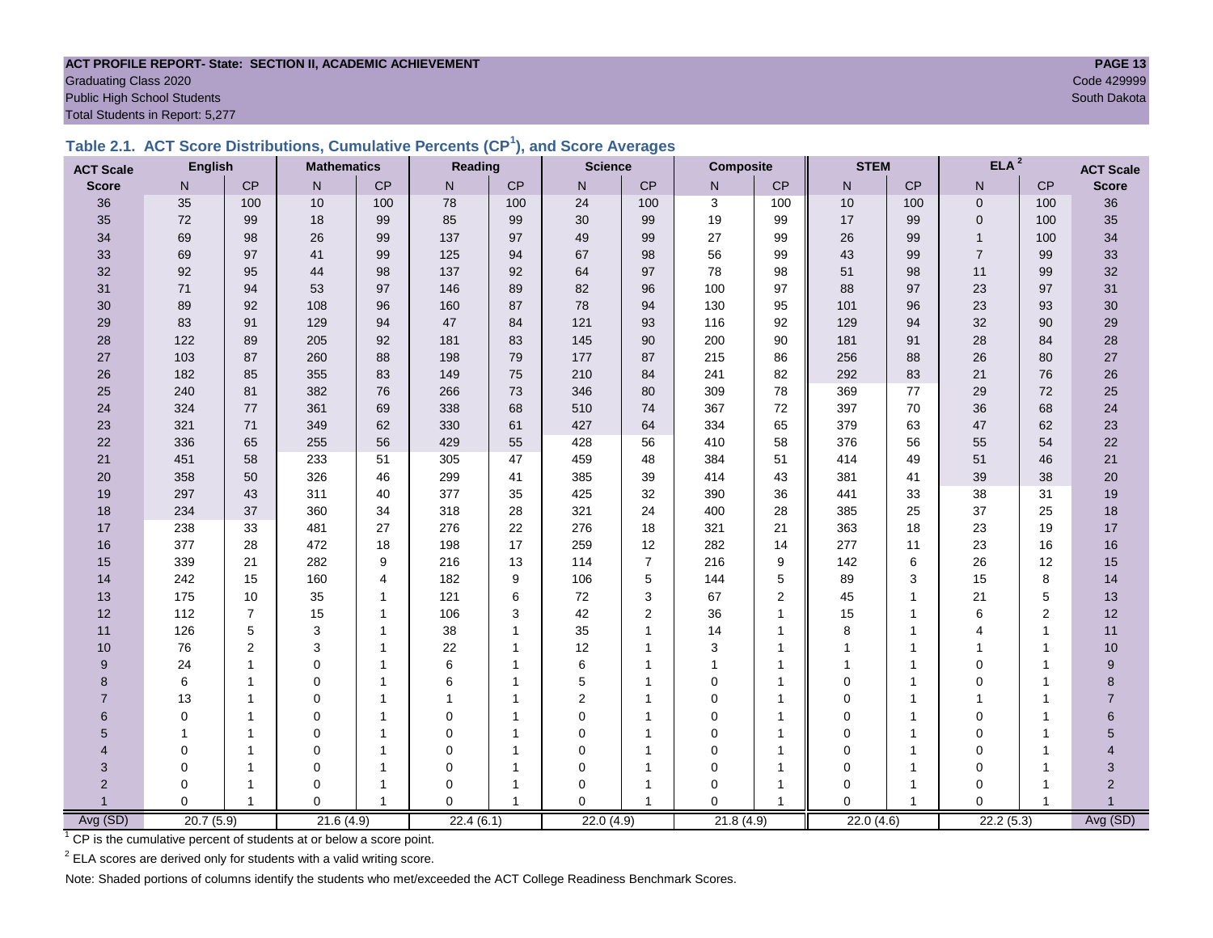**ACT PROFILE REPORT- State: SECTION II, ACADEMIC ACHIEVEMENT**
Graduating Class 2020
Public High School Students
Total Students in Report: 5,277

Code 429999
South Dakota

## Table 2.1. ACT Score Distributions, Cumulative Percents (CP[1]), and Score Averages

| ACT Scale | English | | Mathematics | | Reading | | Science | | Composite | | STEM | | ELA[2] | | ACT Scale |
|---|---|---|---|---|---|---|---|---|---|---|---|---|---|---|---|
| Score | N | CP | N | CP | N | CP | N | CP | N | CP | N | CP | N | CP | Score |
| 36 | 35 | 100 | 10 | 100 | 78 | 100 | 24 | 100 | 3 | 100 | 10 | 100 | 0 | 100 | 36 |
| 35 | 72 | 99 | 18 | 99 | 85 | 99 | 30 | 99 | 19 | 99 | 17 | 99 | 0 | 100 | 35 |
| 34 | 69 | 98 | 26 | 99 | 137 | 97 | 49 | 99 | 27 | 99 | 26 | 99 | 1 | 100 | 34 |
| 33 | 69 | 97 | 41 | 99 | 125 | 94 | 67 | 98 | 56 | 99 | 43 | 99 | 7 | 99 | 33 |
| 32 | 92 | 95 | 44 | 98 | 137 | 92 | 64 | 97 | 78 | 98 | 51 | 98 | 11 | 99 | 32 |
| 31 | 71 | 94 | 53 | 97 | 146 | 89 | 82 | 96 | 100 | 97 | 88 | 97 | 23 | 97 | 31 |
| 30 | 89 | 92 | 108 | 96 | 160 | 87 | 78 | 94 | 130 | 95 | 101 | 96 | 23 | 93 | 30 |
| 29 | 83 | 91 | 129 | 94 | 47 | 84 | 121 | 93 | 116 | 92 | 129 | 94 | 32 | 90 | 29 |
| 28 | 122 | 89 | 205 | 92 | 181 | 83 | 145 | 90 | 200 | 90 | 181 | 91 | 28 | 84 | 28 |
| 27 | 103 | 87 | 260 | 88 | 198 | 79 | 177 | 87 | 215 | 86 | 256 | 88 | 26 | 80 | 27 |
| 26 | 182 | 85 | 355 | 83 | 149 | 75 | 210 | 84 | 241 | 82 | 292 | 83 | 21 | 76 | 26 |
| 25 | 240 | 81 | 382 | 76 | 266 | 73 | 346 | 80 | 309 | 78 | 369 | 77 | 29 | 72 | 25 |
| 24 | 324 | 77 | 361 | 69 | 338 | 68 | 510 | 74 | 367 | 72 | 397 | 70 | 36 | 68 | 24 |
| 23 | 321 | 71 | 349 | 62 | 330 | 61 | 427 | 64 | 334 | 65 | 379 | 63 | 47 | 62 | 23 |
| 22 | 336 | 65 | 255 | 56 | 429 | 55 | 428 | 56 | 410 | 58 | 376 | 56 | 55 | 54 | 22 |
| 21 | 451 | 58 | 233 | 51 | 305 | 47 | 459 | 48 | 384 | 51 | 414 | 49 | 51 | 46 | 21 |
| 20 | 358 | 50 | 326 | 46 | 299 | 41 | 385 | 39 | 414 | 43 | 381 | 41 | 39 | 38 | 20 |
| 19 | 297 | 43 | 311 | 40 | 377 | 35 | 425 | 32 | 390 | 36 | 441 | 33 | 38 | 31 | 19 |
| 18 | 234 | 37 | 360 | 34 | 318 | 28 | 321 | 24 | 400 | 28 | 385 | 25 | 37 | 25 | 18 |
| 17 | 238 | 33 | 481 | 27 | 276 | 22 | 276 | 18 | 321 | 21 | 363 | 18 | 23 | 19 | 17 |
| 16 | 377 | 28 | 472 | 18 | 198 | 17 | 259 | 12 | 282 | 14 | 277 | 11 | 23 | 16 | 16 |
| 15 | 339 | 21 | 282 | 9 | 216 | 13 | 114 | 7 | 216 | 9 | 142 | 6 | 26 | 12 | 15 |
| 14 | 242 | 15 | 160 | 4 | 182 | 9 | 106 | 5 | 144 | 5 | 89 | 3 | 15 | 8 | 14 |
| 13 | 175 | 10 | 35 | 1 | 121 | 6 | 72 | 3 | 67 | 2 | 45 | 1 | 21 | 5 | 13 |
| 12 | 112 | 7 | 15 | 1 | 106 | 3 | 42 | 2 | 36 | 1 | 15 | 1 | 6 | 2 | 12 |
| 11 | 126 | 5 | 3 | 1 | 38 | 1 | 35 | 1 | 14 | 1 | 8 | 1 | 4 | 1 | 11 |
| 10 | 76 | 2 | 3 | 1 | 22 | 1 | 12 | 1 | 3 | 1 | 1 | 1 | 1 | 1 | 10 |
| 9 | 24 | 1 | 0 | 1 | 6 | 1 | 6 | 1 | 1 | 1 | 1 | 1 | 0 | 1 | 9 |
| 8 | 6 | 1 | 0 | 1 | 6 | 1 | 5 | 1 | 0 | 1 | 0 | 1 | 0 | 1 | 8 |
| 7 | 13 | 1 | 0 | 1 | 1 | 1 | 2 | 1 | 0 | 1 | 0 | 1 | 1 | 1 | 7 |
| 6 | 0 | 1 | 0 | 1 | 0 | 1 | 0 | 1 | 0 | 1 | 0 | 1 | 0 | 1 | 6 |
| 5 | 1 | 1 | 0 | 1 | 0 | 1 | 0 | 1 | 0 | 1 | 0 | 1 | 0 | 1 | 5 |
| 4 | 0 | 1 | 0 | 1 | 0 | 1 | 0 | 1 | 0 | 1 | 0 | 1 | 0 | 1 | 4 |
| 3 | 0 | 1 | 0 | 1 | 0 | 1 | 0 | 1 | 0 | 1 | 0 | 1 | 0 | 1 | 3 |
| 2 | 0 | 1 | 0 | 1 | 0 | 1 | 0 | 1 | 0 | 1 | 0 | 1 | 0 | 1 | 2 |
| 1 | 0 | 1 | 0 | 1 | 0 | 1 | 0 | 1 | 0 | 1 | 0 | 1 | 0 | 1 | 1 |
| Avg (SD) | 20.7 (5.9) | | 21.6 (4.9) | | 22.4 (6.1) | | 22.0 (4.9) | | 21.8 (4.9) | | 22.0 (4.6) | | 22.2 (5.3) | | Avg (SD) |

[1] CP is the cumulative percent of students at or below a score point.

[2] ELA scores are derived only for students with a valid writing score.

Note: Shaded portions of columns identify the students who met/exceeded the ACT College Readiness Benchmark Scores.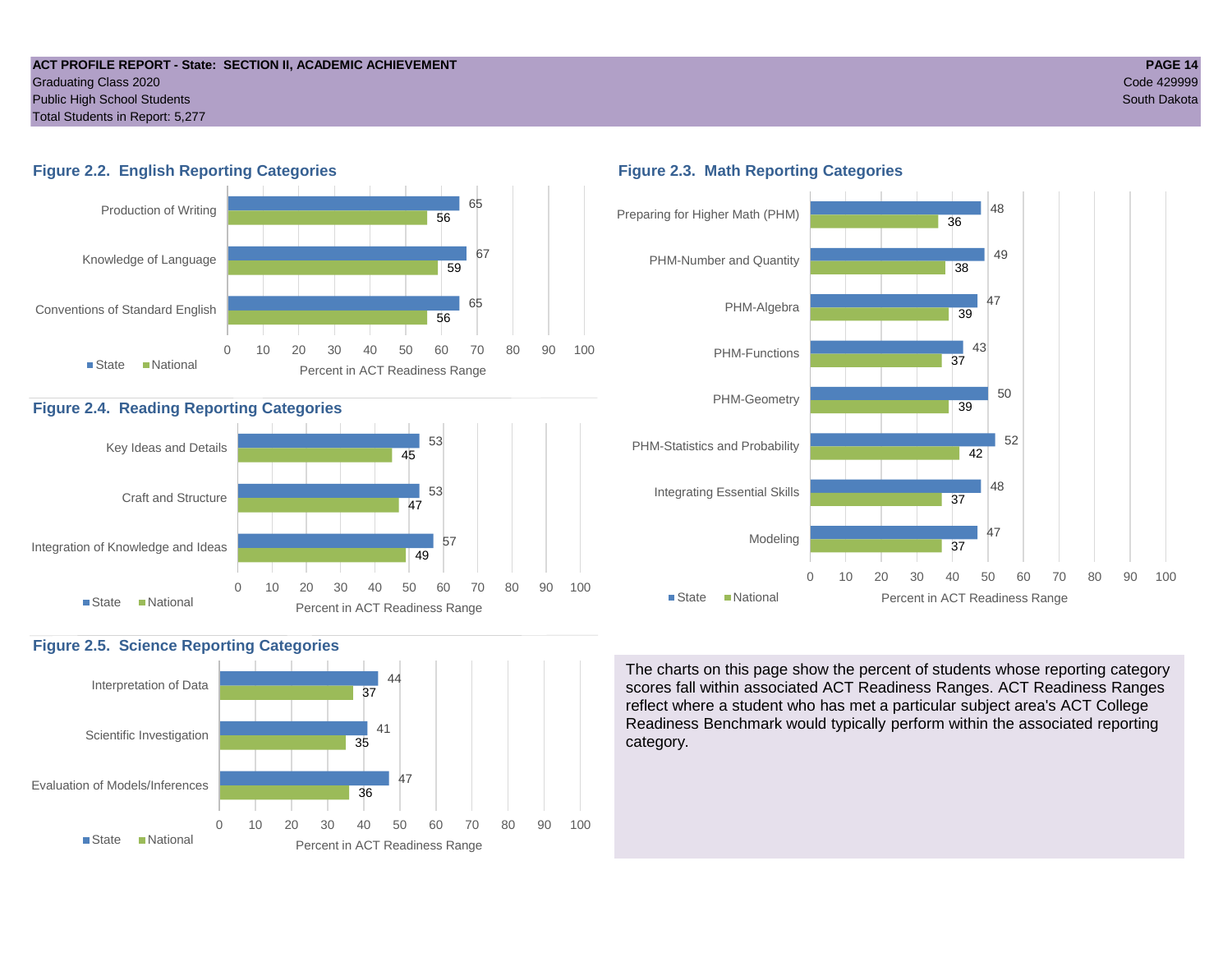**ACT PROFILE REPORT - State: SECTION II, ACADEMIC ACHIEVEMENT**
Graduating Class 2020
Public High School Students
Total Students in Report: 5,277

Code 429999
South Dakota

### Figure 2.2. English Reporting Categories

| Category | State | National |
|---|---|---|
| Production of Writing | 65 | 56 |
| Knowledge of Language | 67 | 59 |
| Conventions of Standard English | 65 | 56 |

Percent in ACT Readiness Range

### Figure 2.3. Math Reporting Categories

| Category | State | National |
|---|---|---|
| Preparing for Higher Math (PHM) | 48 | 36 |
| PHM-Number and Quantity | 49 | 38 |
| PHM-Algebra | 47 | 39 |
| PHM-Functions | 43 | 37 |
| PHM-Geometry | 50 | 39 |
| PHM-Statistics and Probability | 52 | 42 |
| Integrating Essential Skills | 48 | 37 |
| Modeling | 47 | 37 |

Percent in ACT Readiness Range

### Figure 2.4. Reading Reporting Categories

| Category | State | National |
|---|---|---|
| Key Ideas and Details | 53 | 45 |
| Craft and Structure | 53 | 47 |
| Integration of Knowledge and Ideas | 57 | 49 |

Percent in ACT Readiness Range

### Figure 2.5. Science Reporting Categories

| Category | State | National |
|---|---|---|
| Interpretation of Data | 44 | 37 |
| Scientific Investigation | 41 | 35 |
| Evaluation of Models/Inferences | 47 | 36 |

Percent in ACT Readiness Range

The charts on this page show the percent of students whose reporting category scores fall within associated ACT Readiness Ranges. ACT Readiness Ranges reflect where a student who has met a particular subject area's ACT College Readiness Benchmark would typically perform within the associated reporting category.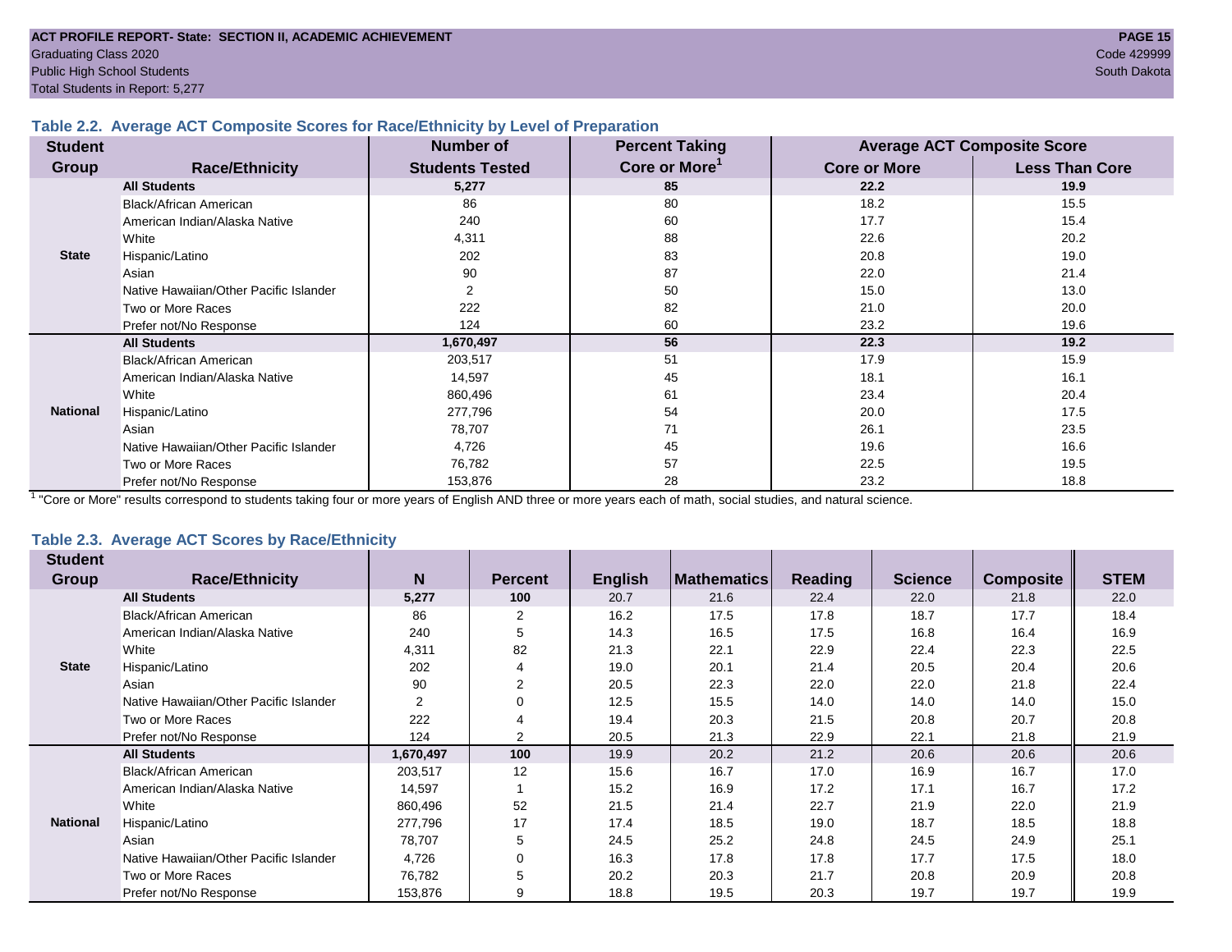ACT PROFILE REPORT- State: SECTION II, ACADEMIC ACHIEVEMENT
Graduating Class 2020
Public High School Students
Total Students in Report: 5,277

Code 429999
South Dakota

### Table 2.2. Average ACT Composite Scores for Race/Ethnicity by Level of Preparation

| Student Group | Race/Ethnicity | Number of Students Tested | Percent Taking Core or More[1] | Average ACT Composite Score | |
|---|---|---|---|---|---|
| | | | | Core or More | Less Than Core |
| State | **All Students** | **5,277** | **85** | **22.2** | **19.9** |
| | Black/African American | 86 | 80 | 18.2 | 15.5 |
| | American Indian/Alaska Native | 240 | 60 | 17.7 | 15.4 |
| | White | 4,311 | 88 | 22.6 | 20.2 |
| | Hispanic/Latino | 202 | 83 | 20.8 | 19.0 |
| | Asian | 90 | 87 | 22.0 | 21.4 |
| | Native Hawaiian/Other Pacific Islander | 2 | 50 | 15.0 | 13.0 |
| | Two or More Races | 222 | 82 | 21.0 | 20.0 |
| | Prefer not/No Response | 124 | 60 | 23.2 | 19.6 |
| National | **All Students** | **1,670,497** | **56** | **22.3** | **19.2** |
| | Black/African American | 203,517 | 51 | 17.9 | 15.9 |
| | American Indian/Alaska Native | 14,597 | 45 | 18.1 | 16.1 |
| | White | 860,496 | 61 | 23.4 | 20.4 |
| | Hispanic/Latino | 277,796 | 54 | 20.0 | 17.5 |
| | Asian | 78,707 | 71 | 26.1 | 23.5 |
| | Native Hawaiian/Other Pacific Islander | 4,726 | 45 | 19.6 | 16.6 |
| | Two or More Races | 76,782 | 57 | 22.5 | 19.5 |
| | Prefer not/No Response | 153,876 | 28 | 23.2 | 18.8 |

[1] "Core or More" results correspond to students taking four or more years of English AND three or more years each of math, social studies, and natural science.

### Table 2.3. Average ACT Scores by Race/Ethnicity

| Student Group | Race/Ethnicity | N | Percent | English | Mathematics | Reading | Science | Composite | STEM |
|---|---|---|---|---|---|---|---|---|---|
| State | **All Students** | **5,277** | **100** | 20.7 | 21.6 | 22.4 | 22.0 | 21.8 | 22.0 |
| | Black/African American | 86 | 2 | 16.2 | 17.5 | 17.8 | 18.7 | 17.7 | 18.4 |
| | American Indian/Alaska Native | 240 | 5 | 14.3 | 16.5 | 17.5 | 16.8 | 16.4 | 16.9 |
| | White | 4,311 | 82 | 21.3 | 22.1 | 22.9 | 22.4 | 22.3 | 22.5 |
| | Hispanic/Latino | 202 | 4 | 19.0 | 20.1 | 21.4 | 20.5 | 20.4 | 20.6 |
| | Asian | 90 | 2 | 20.5 | 22.3 | 22.0 | 22.0 | 21.8 | 22.4 |
| | Native Hawaiian/Other Pacific Islander | 2 | 0 | 12.5 | 15.5 | 14.0 | 14.0 | 14.0 | 15.0 |
| | Two or More Races | 222 | 4 | 19.4 | 20.3 | 21.5 | 20.8 | 20.7 | 20.8 |
| | Prefer not/No Response | 124 | 2 | 20.5 | 21.3 | 22.9 | 22.1 | 21.8 | 21.9 |
| National | **All Students** | **1,670,497** | **100** | 19.9 | 20.2 | 21.2 | 20.6 | 20.6 | 20.6 |
| | Black/African American | 203,517 | 12 | 15.6 | 16.7 | 17.0 | 16.9 | 16.7 | 17.0 |
| | American Indian/Alaska Native | 14,597 | 1 | 15.2 | 16.9 | 17.2 | 17.1 | 16.7 | 17.2 |
| | White | 860,496 | 52 | 21.5 | 21.4 | 22.7 | 21.9 | 22.0 | 21.9 |
| | Hispanic/Latino | 277,796 | 17 | 17.4 | 18.5 | 19.0 | 18.7 | 18.5 | 18.8 |
| | Asian | 78,707 | 5 | 24.5 | 25.2 | 24.8 | 24.5 | 24.9 | 25.1 |
| | Native Hawaiian/Other Pacific Islander | 4,726 | 0 | 16.3 | 17.8 | 17.8 | 17.7 | 17.5 | 18.0 |
| | Two or More Races | 76,782 | 5 | 20.2 | 20.3 | 21.7 | 20.8 | 20.9 | 20.8 |
| | Prefer not/No Response | 153,876 | 9 | 18.8 | 19.5 | 20.3 | 19.7 | 19.7 | 19.9 |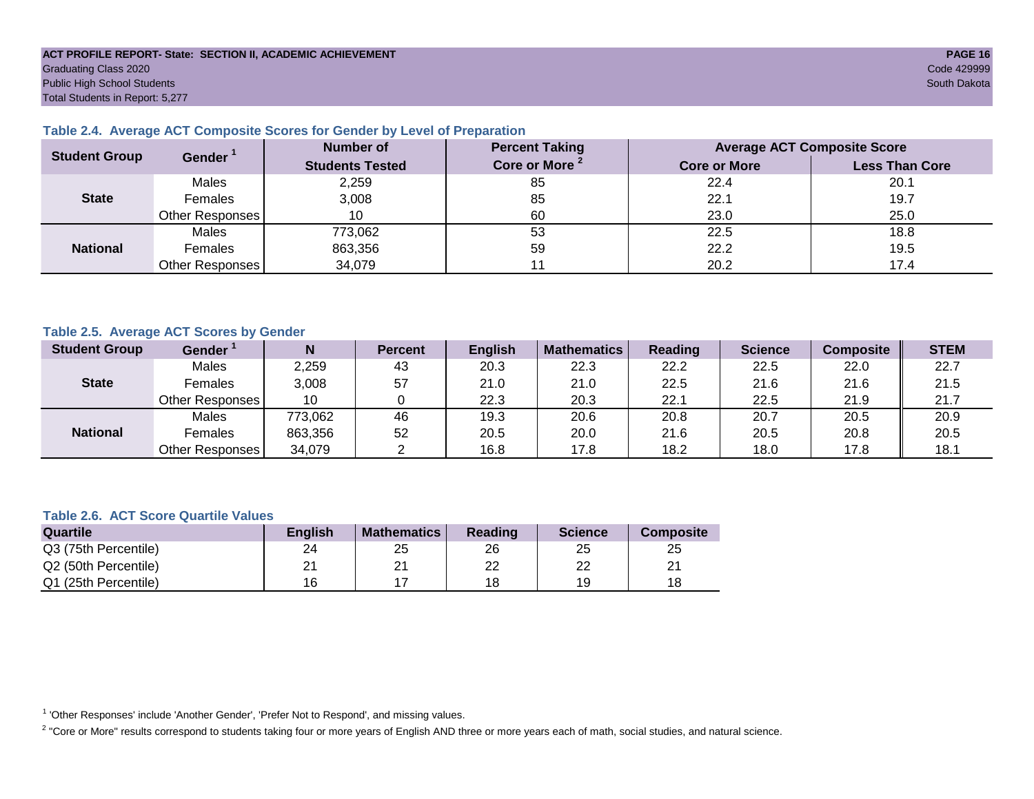ACT PROFILE REPORT- State: SECTION II, ACADEMIC ACHIEVEMENT
Graduating Class 2020
Public High School Students
Total Students in Report: 5,277

Code 429999
South Dakota

### Table 2.4. Average ACT Composite Scores for Gender by Level of Preparation

| Student Group | Gender [1] | Number of Students Tested | Percent Taking Core or More [2] | Average ACT Composite Score | |
|---|---|---|---|---|---|
| | | | | Core or More | Less Than Core |
| State | Males | 2,259 | 85 | 22.4 | 20.1 |
| | Females | 3,008 | 85 | 22.1 | 19.7 |
| | Other Responses | 10 | 60 | 23.0 | 25.0 |
| National | Males | 773,062 | 53 | 22.5 | 18.8 |
| | Females | 863,356 | 59 | 22.2 | 19.5 |
| | Other Responses | 34,079 | 11 | 20.2 | 17.4 |

### Table 2.5. Average ACT Scores by Gender

| Student Group | Gender [1] | N | Percent | English | Mathematics | Reading | Science | Composite | STEM |
|---|---|---|---|---|---|---|---|---|---|
| State | Males | 2,259 | 43 | 20.3 | 22.3 | 22.2 | 22.5 | 22.0 | 22.7 |
| | Females | 3,008 | 57 | 21.0 | 21.0 | 22.5 | 21.6 | 21.6 | 21.5 |
| | Other Responses | 10 | 0 | 22.3 | 20.3 | 22.1 | 22.5 | 21.9 | 21.7 |
| National | Males | 773,062 | 46 | 19.3 | 20.6 | 20.8 | 20.7 | 20.5 | 20.9 |
| | Females | 863,356 | 52 | 20.5 | 20.0 | 21.6 | 20.5 | 20.8 | 20.5 |
| | Other Responses | 34,079 | 2 | 16.8 | 17.8 | 18.2 | 18.0 | 17.8 | 18.1 |

### Table 2.6. ACT Score Quartile Values

| Quartile | English | Mathematics | Reading | Science | Composite |
|---|---|---|---|---|---|
| Q3 (75th Percentile) | 24 | 25 | 26 | 25 | 25 |
| Q2 (50th Percentile) | 21 | 21 | 22 | 22 | 21 |
| Q1 (25th Percentile) | 16 | 17 | 18 | 19 | 18 |

[1] 'Other Responses' include 'Another Gender', 'Prefer Not to Respond', and missing values.

[2] "Core or More" results correspond to students taking four or more years of English AND three or more years each of math, social studies, and natural science.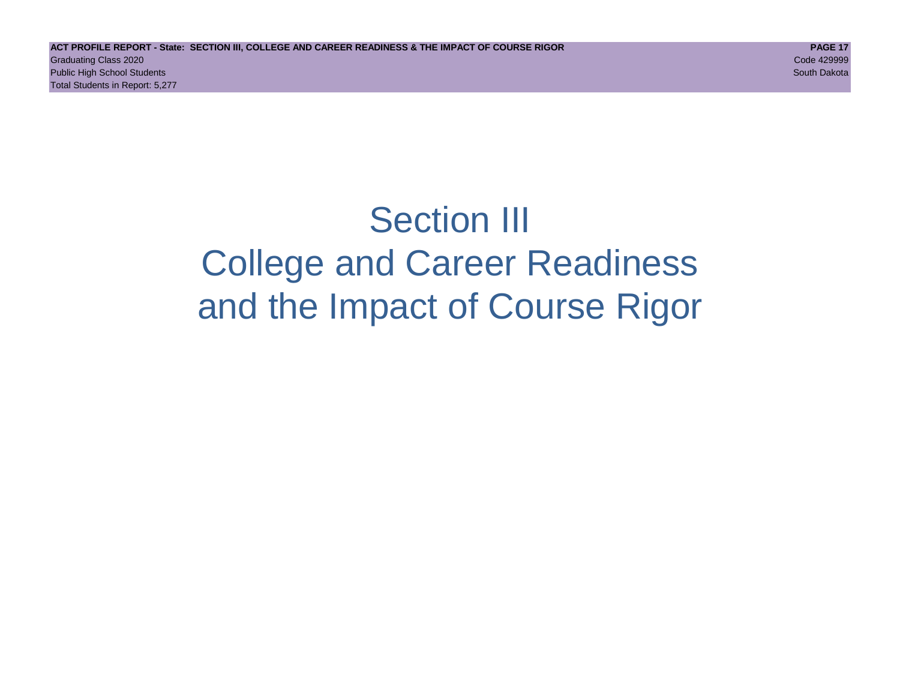# Section III
# College and Career Readiness
# and the Impact of Course Rigor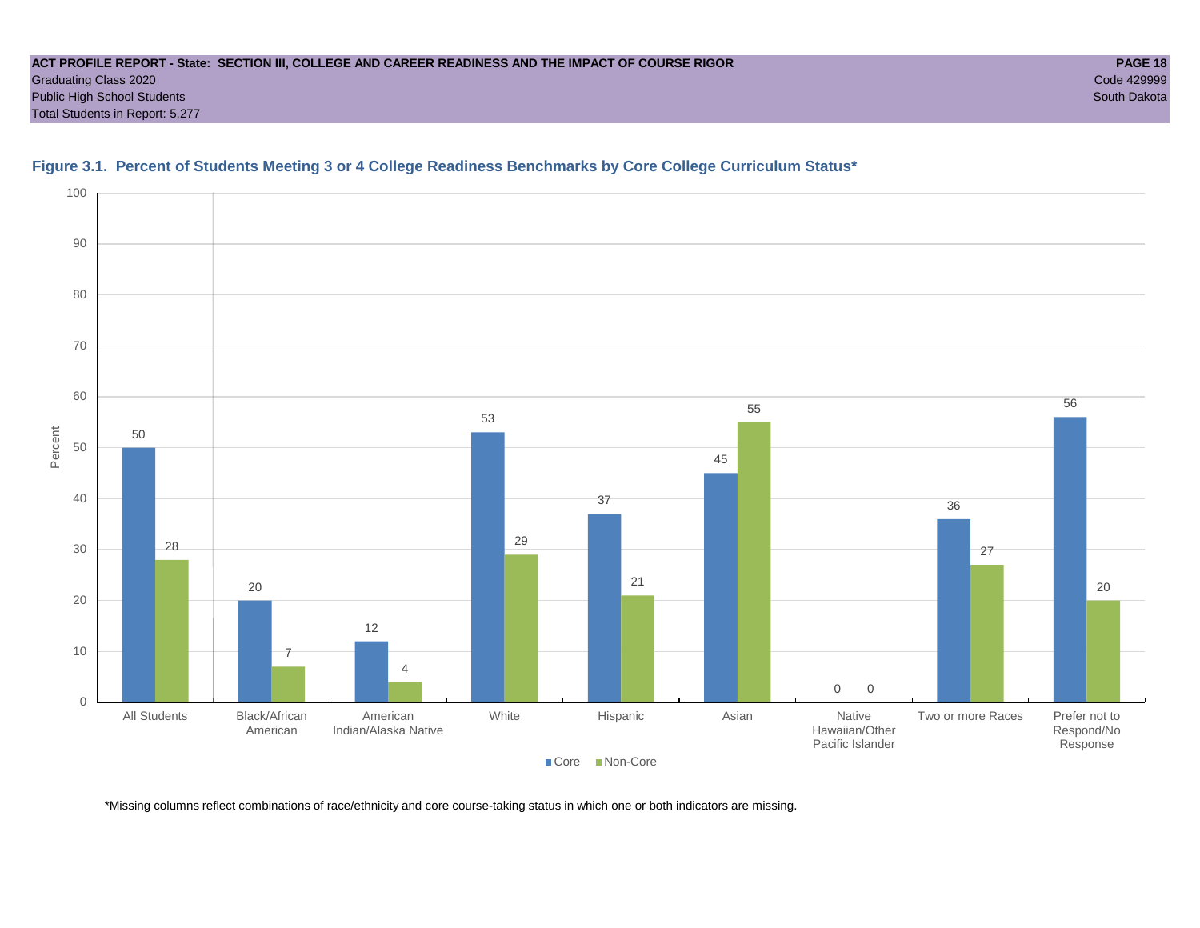ACT PROFILE REPORT - State: SECTION III, COLLEGE AND CAREER READINESS AND THE IMPACT OF COURSE RIGOR

Graduating Class 2020
Public High School Students
Total Students in Report: 5,277

Code 429999
South Dakota

## Figure 3.1. Percent of Students Meeting 3 or 4 College Readiness Benchmarks by Core College Curriculum Status*

| Group | Core | Non-Core |
|---|---|---|
| All Students | 50 | 28 |
| Black/African American | 20 | 7 |
| American Indian/Alaska Native | 12 | 4 |
| White | 53 | 29 |
| Hispanic | 37 | 21 |
| Asian | 45 | 55 |
| Native Hawaiian/Other Pacific Islander | 0 | 0 |
| Two or more Races | 36 | 27 |
| Prefer not to Respond/No Response | 56 | 20 |

*Missing columns reflect combinations of race/ethnicity and core course-taking status in which one or both indicators are missing.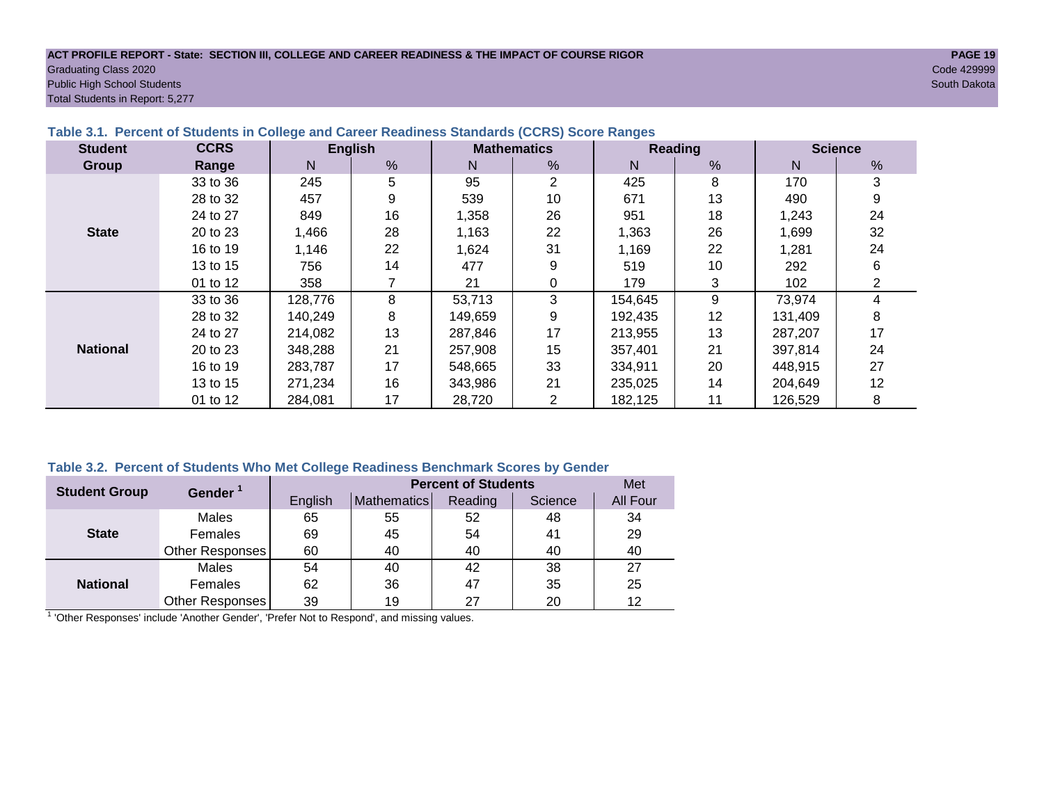**ACT PROFILE REPORT - State: SECTION III, COLLEGE AND CAREER READINESS & THE IMPACT OF COURSE RIGOR**
Graduating Class 2020
Public High School Students
Total Students in Report: 5,277

Code 429999
South Dakota

### Table 3.1. Percent of Students in College and Career Readiness Standards (CCRS) Score Ranges

| Student Group | CCRS Range | English N | English % | Mathematics N | Mathematics % | Reading N | Reading % | Science N | Science % |
|---|---|---|---|---|---|---|---|---|---|
| State | 33 to 36 | 245 | 5 | 95 | 2 | 425 | 8 | 170 | 3 |
| | 28 to 32 | 457 | 9 | 539 | 10 | 671 | 13 | 490 | 9 |
| | 24 to 27 | 849 | 16 | 1,358 | 26 | 951 | 18 | 1,243 | 24 |
| | 20 to 23 | 1,466 | 28 | 1,163 | 22 | 1,363 | 26 | 1,699 | 32 |
| | 16 to 19 | 1,146 | 22 | 1,624 | 31 | 1,169 | 22 | 1,281 | 24 |
| | 13 to 15 | 756 | 14 | 477 | 9 | 519 | 10 | 292 | 6 |
| | 01 to 12 | 358 | 7 | 21 | 0 | 179 | 3 | 102 | 2 |
| National | 33 to 36 | 128,776 | 8 | 53,713 | 3 | 154,645 | 9 | 73,974 | 4 |
| | 28 to 32 | 140,249 | 8 | 149,659 | 9 | 192,435 | 12 | 131,409 | 8 |
| | 24 to 27 | 214,082 | 13 | 287,846 | 17 | 213,955 | 13 | 287,207 | 17 |
| | 20 to 23 | 348,288 | 21 | 257,908 | 15 | 357,401 | 21 | 397,814 | 24 |
| | 16 to 19 | 283,787 | 17 | 548,665 | 33 | 334,911 | 20 | 448,915 | 27 |
| | 13 to 15 | 271,234 | 16 | 343,986 | 21 | 235,025 | 14 | 204,649 | 12 |
| | 01 to 12 | 284,081 | 17 | 28,720 | 2 | 182,125 | 11 | 126,529 | 8 |

### Table 3.2. Percent of Students Who Met College Readiness Benchmark Scores by Gender

| Student Group | Gender [1] | Percent of Students English | Mathematics | Reading | Science | Met All Four |
|---|---|---|---|---|---|---|
| State | Males | 65 | 55 | 52 | 48 | 34 |
| | Females | 69 | 45 | 54 | 41 | 29 |
| | Other Responses | 60 | 40 | 40 | 40 | 40 |
| National | Males | 54 | 40 | 42 | 38 | 27 |
| | Females | 62 | 36 | 47 | 35 | 25 |
| | Other Responses | 39 | 19 | 27 | 20 | 12 |

[1] 'Other Responses' include 'Another Gender', 'Prefer Not to Respond', and missing values.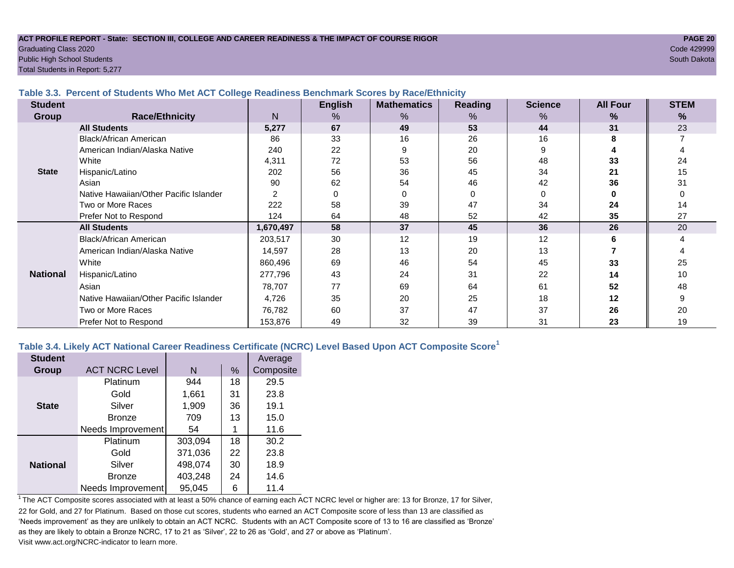ACT PROFILE REPORT - State: SECTION III, COLLEGE AND CAREER READINESS & THE IMPACT OF COURSE RIGOR

Graduating Class 2020

Public High School Students

Total Students in Report: 5,277

Code 429999

South Dakota

### Table 3.3. Percent of Students Who Met ACT College Readiness Benchmark Scores by Race/Ethnicity

| Student Group | Race/Ethnicity | N | English % | Mathematics % | Reading % | Science % | All Four % | STEM % |
|---|---|---|---|---|---|---|---|---|
| State | **All Students** | **5,277** | **67** | **49** | **53** | **44** | **31** | 23 |
| | Black/African American | 86 | 33 | 16 | 26 | 16 | **8** | 7 |
| | American Indian/Alaska Native | 240 | 22 | 9 | 20 | 9 | **4** | 4 |
| | White | 4,311 | 72 | 53 | 56 | 48 | **33** | 24 |
| | Hispanic/Latino | 202 | 56 | 36 | 45 | 34 | **21** | 15 |
| | Asian | 90 | 62 | 54 | 46 | 42 | **36** | 31 |
| | Native Hawaiian/Other Pacific Islander | 2 | 0 | 0 | 0 | 0 | **0** | 0 |
| | Two or More Races | 222 | 58 | 39 | 47 | 34 | **24** | 14 |
| | Prefer Not to Respond | 124 | 64 | 48 | 52 | 42 | **35** | 27 |
| National | **All Students** | **1,670,497** | **58** | **37** | **45** | **36** | **26** | 20 |
| | Black/African American | 203,517 | 30 | 12 | 19 | 12 | **6** | 4 |
| | American Indian/Alaska Native | 14,597 | 28 | 13 | 20 | 13 | **7** | 4 |
| | White | 860,496 | 69 | 46 | 54 | 45 | **33** | 25 |
| | Hispanic/Latino | 277,796 | 43 | 24 | 31 | 22 | **14** | 10 |
| | Asian | 78,707 | 77 | 69 | 64 | 61 | **52** | 48 |
| | Native Hawaiian/Other Pacific Islander | 4,726 | 35 | 20 | 25 | 18 | **12** | 9 |
| | Two or More Races | 76,782 | 60 | 37 | 47 | 37 | **26** | 20 |
| | Prefer Not to Respond | 153,876 | 49 | 32 | 39 | 31 | **23** | 19 |

### Table 3.4. Likely ACT National Career Readiness Certificate (NCRC) Level Based Upon ACT Composite Score[1]

| Student Group | ACT NCRC Level | N | % | Average Composite |
|---|---|---|---|---|
| State | Platinum | 944 | 18 | 29.5 |
| | Gold | 1,661 | 31 | 23.8 |
| | Silver | 1,909 | 36 | 19.1 |
| | Bronze | 709 | 13 | 15.0 |
| | Needs Improvement | 54 | 1 | 11.6 |
| National | Platinum | 303,094 | 18 | 30.2 |
| | Gold | 371,036 | 22 | 23.8 |
| | Silver | 498,074 | 30 | 18.9 |
| | Bronze | 403,248 | 24 | 14.6 |
| | Needs Improvement | 95,045 | 6 | 11.4 |

[1] The ACT Composite scores associated with at least a 50% chance of earning each ACT NCRC level or higher are: 13 for Bronze, 17 for Silver, 22 for Gold, and 27 for Platinum. Based on those cut scores, students who earned an ACT Composite score of less than 13 are classified as 'Needs improvement' as they are unlikely to obtain an ACT NCRC. Students with an ACT Composite score of 13 to 16 are classified as 'Bronze' as they are likely to obtain a Bronze NCRC, 17 to 21 as 'Silver', 22 to 26 as 'Gold', and 27 or above as 'Platinum'. Visit www.act.org/NCRC-indicator to learn more.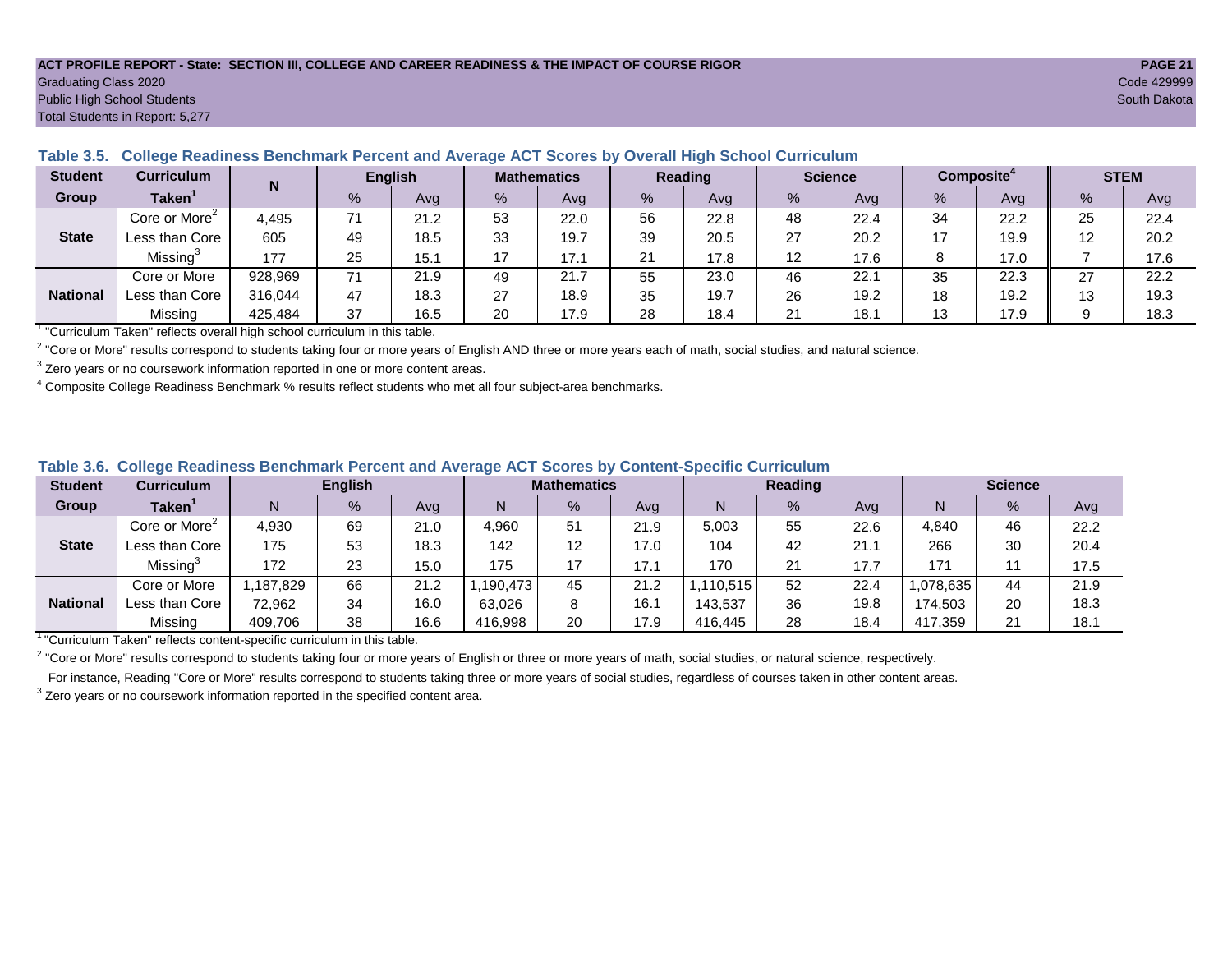ACT PROFILE REPORT - State: SECTION III, COLLEGE AND CAREER READINESS & THE IMPACT OF COURSE RIGOR

Graduating Class 2020
Public High School Students
Total Students in Report: 5,277

Code 429999
South Dakota

### Table 3.5. College Readiness Benchmark Percent and Average ACT Scores by Overall High School Curriculum

| Student Group | Curriculum Taken[1] | N | English | | Mathematics | | Reading | | Science | | Composite[4] | | STEM | |
|---|---|---|---|---|---|---|---|---|---|---|---|---|---|---|
| | | | % | Avg | % | Avg | % | Avg | % | Avg | % | Avg | % | Avg |
| State | Core or More[2] | 4,495 | 71 | 21.2 | 53 | 22.0 | 56 | 22.8 | 48 | 22.4 | 34 | 22.2 | 25 | 22.4 |
| | Less than Core | 605 | 49 | 18.5 | 33 | 19.7 | 39 | 20.5 | 27 | 20.2 | 17 | 19.9 | 12 | 20.2 |
| | Missing[3] | 177 | 25 | 15.1 | 17 | 17.1 | 21 | 17.8 | 12 | 17.6 | 8 | 17.0 | 7 | 17.6 |
| National | Core or More | 928,969 | 71 | 21.9 | 49 | 21.7 | 55 | 23.0 | 46 | 22.1 | 35 | 22.3 | 27 | 22.2 |
| | Less than Core | 316,044 | 47 | 18.3 | 27 | 18.9 | 35 | 19.7 | 26 | 19.2 | 18 | 19.2 | 13 | 19.3 |
| | Missing | 425,484 | 37 | 16.5 | 20 | 17.9 | 28 | 18.4 | 21 | 18.1 | 13 | 17.9 | 9 | 18.3 |

[1] "Curriculum Taken" reflects overall high school curriculum in this table.

[2] "Core or More" results correspond to students taking four or more years of English AND three or more years each of math, social studies, and natural science.

[3] Zero years or no coursework information reported in one or more content areas.

[4] Composite College Readiness Benchmark % results reflect students who met all four subject-area benchmarks.

### Table 3.6. College Readiness Benchmark Percent and Average ACT Scores by Content-Specific Curriculum

| Student Group | Curriculum Taken[1] | English | | | Mathematics | | | Reading | | | Science | | |
|---|---|---|---|---|---|---|---|---|---|---|---|---|---|
| | | N | % | Avg | N | % | Avg | N | % | Avg | N | % | Avg |
| State | Core or More[2] | 4,930 | 69 | 21.0 | 4,960 | 51 | 21.9 | 5,003 | 55 | 22.6 | 4,840 | 46 | 22.2 |
| | Less than Core | 175 | 53 | 18.3 | 142 | 12 | 17.0 | 104 | 42 | 21.1 | 266 | 30 | 20.4 |
| | Missing[3] | 172 | 23 | 15.0 | 175 | 17 | 17.1 | 170 | 21 | 17.7 | 171 | 11 | 17.5 |
| National | Core or More | 1,187,829 | 66 | 21.2 | 1,190,473 | 45 | 21.2 | 1,110,515 | 52 | 22.4 | 1,078,635 | 44 | 21.9 |
| | Less than Core | 72,962 | 34 | 16.0 | 63,026 | 8 | 16.1 | 143,537 | 36 | 19.8 | 174,503 | 20 | 18.3 |
| | Missing | 409,706 | 38 | 16.6 | 416,998 | 20 | 17.9 | 416,445 | 28 | 18.4 | 417,359 | 21 | 18.1 |

[1] "Curriculum Taken" reflects content-specific curriculum in this table.

[2] "Core or More" results correspond to students taking four or more years of English or three or more years of math, social studies, or natural science, respectively.
For instance, Reading "Core or More" results correspond to students taking three or more years of social studies, regardless of courses taken in other content areas.

[3] Zero years or no coursework information reported in the specified content area.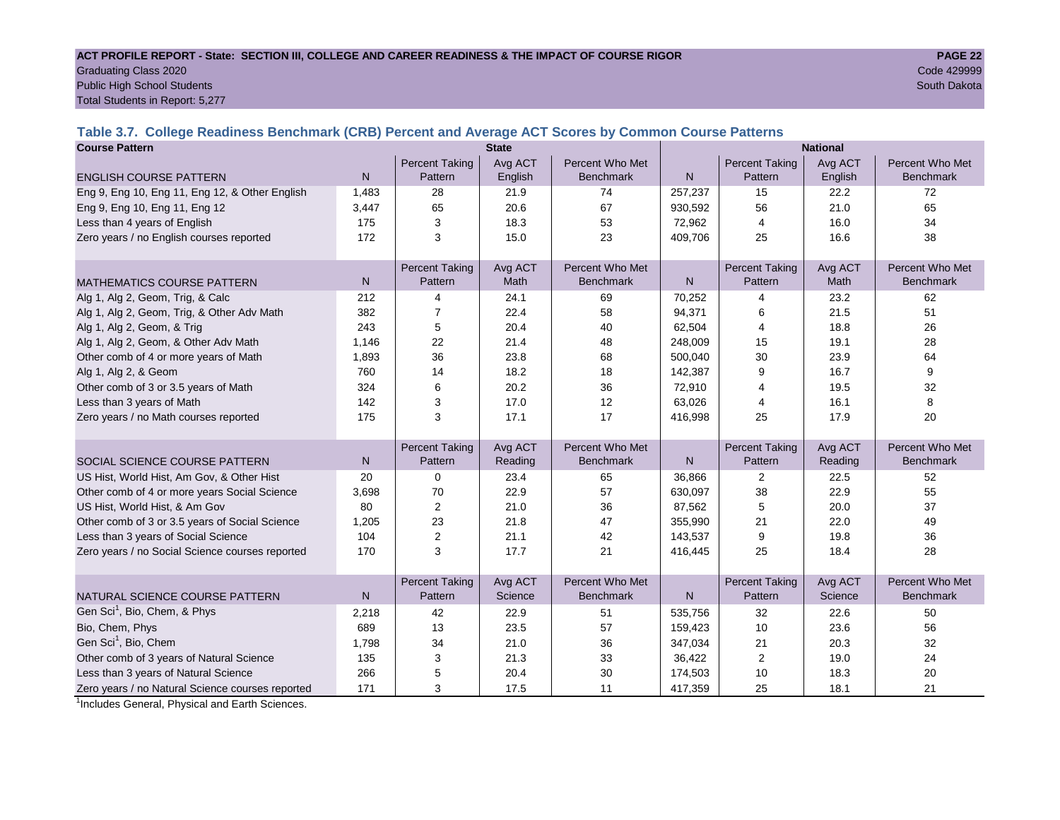**ACT PROFILE REPORT - State: SECTION III, COLLEGE AND CAREER READINESS & THE IMPACT OF COURSE RIGOR**
Graduating Class 2020
Public High School Students
Total Students in Report: 5,277

Code 429999
South Dakota

### Table 3.7. College Readiness Benchmark (CRB) Percent and Average ACT Scores by Common Course Patterns

| Course Pattern | State | | | | National | | | |
|---|---|---|---|---|---|---|---|---|
| ENGLISH COURSE PATTERN | N | Percent Taking Pattern | Avg ACT English | Percent Who Met Benchmark | N | Percent Taking Pattern | Avg ACT English | Percent Who Met Benchmark |
| Eng 9, Eng 10, Eng 11, Eng 12, & Other English | 1,483 | 28 | 21.9 | 74 | 257,237 | 15 | 22.2 | 72 |
| Eng 9, Eng 10, Eng 11, Eng 12 | 3,447 | 65 | 20.6 | 67 | 930,592 | 56 | 21.0 | 65 |
| Less than 4 years of English | 175 | 3 | 18.3 | 53 | 72,962 | 4 | 16.0 | 34 |
| Zero years / no English courses reported | 172 | 3 | 15.0 | 23 | 409,706 | 25 | 16.6 | 38 |
| MATHEMATICS COURSE PATTERN | N | Percent Taking Pattern | Avg ACT Math | Percent Who Met Benchmark | N | Percent Taking Pattern | Avg ACT Math | Percent Who Met Benchmark |
| Alg 1, Alg 2, Geom, Trig, & Calc | 212 | 4 | 24.1 | 69 | 70,252 | 4 | 23.2 | 62 |
| Alg 1, Alg 2, Geom, Trig, & Other Adv Math | 382 | 7 | 22.4 | 58 | 94,371 | 6 | 21.5 | 51 |
| Alg 1, Alg 2, Geom, & Trig | 243 | 5 | 20.4 | 40 | 62,504 | 4 | 18.8 | 26 |
| Alg 1, Alg 2, Geom, & Other Adv Math | 1,146 | 22 | 21.4 | 48 | 248,009 | 15 | 19.1 | 28 |
| Other comb of 4 or more years of Math | 1,893 | 36 | 23.8 | 68 | 500,040 | 30 | 23.9 | 64 |
| Alg 1, Alg 2, & Geom | 760 | 14 | 18.2 | 18 | 142,387 | 9 | 16.7 | 9 |
| Other comb of 3 or 3.5 years of Math | 324 | 6 | 20.2 | 36 | 72,910 | 4 | 19.5 | 32 |
| Less than 3 years of Math | 142 | 3 | 17.0 | 12 | 63,026 | 4 | 16.1 | 8 |
| Zero years / no Math courses reported | 175 | 3 | 17.1 | 17 | 416,998 | 25 | 17.9 | 20 |
| SOCIAL SCIENCE COURSE PATTERN | N | Percent Taking Pattern | Avg ACT Reading | Percent Who Met Benchmark | N | Percent Taking Pattern | Avg ACT Reading | Percent Who Met Benchmark |
| US Hist, World Hist, Am Gov, & Other Hist | 20 | 0 | 23.4 | 65 | 36,866 | 2 | 22.5 | 52 |
| Other comb of 4 or more years Social Science | 3,698 | 70 | 22.9 | 57 | 630,097 | 38 | 22.9 | 55 |
| US Hist, World Hist, & Am Gov | 80 | 2 | 21.0 | 36 | 87,562 | 5 | 20.0 | 37 |
| Other comb of 3 or 3.5 years of Social Science | 1,205 | 23 | 21.8 | 47 | 355,990 | 21 | 22.0 | 49 |
| Less than 3 years of Social Science | 104 | 2 | 21.1 | 42 | 143,537 | 9 | 19.8 | 36 |
| Zero years / no Social Science courses reported | 170 | 3 | 17.7 | 21 | 416,445 | 25 | 18.4 | 28 |
| NATURAL SCIENCE COURSE PATTERN | N | Percent Taking Pattern | Avg ACT Science | Percent Who Met Benchmark | N | Percent Taking Pattern | Avg ACT Science | Percent Who Met Benchmark |
| Gen Sci[1], Bio, Chem, & Phys | 2,218 | 42 | 22.9 | 51 | 535,756 | 32 | 22.6 | 50 |
| Bio, Chem, Phys | 689 | 13 | 23.5 | 57 | 159,423 | 10 | 23.6 | 56 |
| Gen Sci[1], Bio, Chem | 1,798 | 34 | 21.0 | 36 | 347,034 | 21 | 20.3 | 32 |
| Other comb of 3 years of Natural Science | 135 | 3 | 21.3 | 33 | 36,422 | 2 | 19.0 | 24 |
| Less than 3 years of Natural Science | 266 | 5 | 20.4 | 30 | 174,503 | 10 | 18.3 | 20 |
| Zero years / no Natural Science courses reported | 171 | 3 | 17.5 | 11 | 417,359 | 25 | 18.1 | 21 |

[1]Includes General, Physical and Earth Sciences.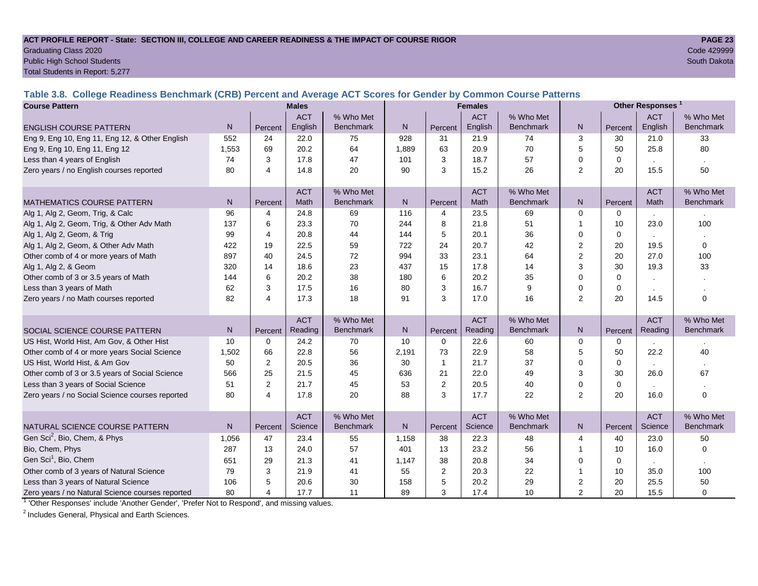**ACT PROFILE REPORT - State: SECTION III, COLLEGE AND CAREER READINESS & THE IMPACT OF COURSE RIGOR**

Graduating Class 2020

Public High School Students

Total Students in Report: 5,277

Code 429999

South Dakota

### Table 3.8. College Readiness Benchmark (CRB) Percent and Average ACT Scores for Gender by Common Course Patterns

| Course Pattern | Males | | | | Females | | | | Other Responses [1] | | | |
|---|---|---|---|---|---|---|---|---|---|---|---|---|
| ENGLISH COURSE PATTERN | N | Percent | ACT English | % Who Met Benchmark | N | Percent | ACT English | % Who Met Benchmark | N | Percent | ACT English | % Who Met Benchmark |
| Eng 9, Eng 10, Eng 11, Eng 12, & Other English | 552 | 24 | 22.0 | 75 | 928 | 31 | 21.9 | 74 | 3 | 30 | 21.0 | 33 |
| Eng 9, Eng 10, Eng 11, Eng 12 | 1,553 | 69 | 20.2 | 64 | 1,889 | 63 | 20.9 | 70 | 5 | 50 | 25.8 | 80 |
| Less than 4 years of English | 74 | 3 | 17.8 | 47 | 101 | 3 | 18.7 | 57 | 0 | 0 | . | . |
| Zero years / no English courses reported | 80 | 4 | 14.8 | 20 | 90 | 3 | 15.2 | 26 | 2 | 20 | 15.5 | 50 |
| MATHEMATICS COURSE PATTERN | N | Percent | ACT Math | % Who Met Benchmark | N | Percent | ACT Math | % Who Met Benchmark | N | Percent | ACT Math | % Who Met Benchmark |
| Alg 1, Alg 2, Geom, Trig, & Calc | 96 | 4 | 24.8 | 69 | 116 | 4 | 23.5 | 69 | 0 | 0 | . | . |
| Alg 1, Alg 2, Geom, Trig, & Other Adv Math | 137 | 6 | 23.3 | 70 | 244 | 8 | 21.8 | 51 | 1 | 10 | 23.0 | 100 |
| Alg 1, Alg 2, Geom, & Trig | 99 | 4 | 20.8 | 44 | 144 | 5 | 20.1 | 36 | 0 | 0 | . | . |
| Alg 1, Alg 2, Geom, & Other Adv Math | 422 | 19 | 22.5 | 59 | 722 | 24 | 20.7 | 42 | 2 | 20 | 19.5 | 0 |
| Other comb of 4 or more years of Math | 897 | 40 | 24.5 | 72 | 994 | 33 | 23.1 | 64 | 2 | 20 | 27.0 | 100 |
| Alg 1, Alg 2, & Geom | 320 | 14 | 18.6 | 23 | 437 | 15 | 17.8 | 14 | 3 | 30 | 19.3 | 33 |
| Other comb of 3 or 3.5 years of Math | 144 | 6 | 20.2 | 38 | 180 | 6 | 20.2 | 35 | 0 | 0 | . | . |
| Less than 3 years of Math | 62 | 3 | 17.5 | 16 | 80 | 3 | 16.7 | 9 | 0 | 0 | . | . |
| Zero years / no Math courses reported | 82 | 4 | 17.3 | 18 | 91 | 3 | 17.0 | 16 | 2 | 20 | 14.5 | 0 |
| SOCIAL SCIENCE COURSE PATTERN | N | Percent | ACT Reading | % Who Met Benchmark | N | Percent | ACT Reading | % Who Met Benchmark | N | Percent | ACT Reading | % Who Met Benchmark |
| US Hist, World Hist, Am Gov, & Other Hist | 10 | 0 | 24.2 | 70 | 10 | 0 | 22.6 | 60 | 0 | 0 | . | . |
| Other comb of 4 or more years Social Science | 1,502 | 66 | 22.8 | 56 | 2,191 | 73 | 22.9 | 58 | 5 | 50 | 22.2 | 40 |
| US Hist, World Hist, & Am Gov | 50 | 2 | 20.5 | 36 | 30 | 1 | 21.7 | 37 | 0 | 0 | . | . |
| Other comb of 3 or 3.5 years of Social Science | 566 | 25 | 21.5 | 45 | 636 | 21 | 22.0 | 49 | 3 | 30 | 26.0 | 67 |
| Less than 3 years of Social Science | 51 | 2 | 21.7 | 45 | 53 | 2 | 20.5 | 40 | 0 | 0 | . | . |
| Zero years / no Social Science courses reported | 80 | 4 | 17.8 | 20 | 88 | 3 | 17.7 | 22 | 2 | 20 | 16.0 | 0 |
| NATURAL SCIENCE COURSE PATTERN | N | Percent | ACT Science | % Who Met Benchmark | N | Percent | ACT Science | % Who Met Benchmark | N | Percent | ACT Science | % Who Met Benchmark |
| Gen Sci[2], Bio, Chem, & Phys | 1,056 | 47 | 23.4 | 55 | 1,158 | 38 | 22.3 | 48 | 4 | 40 | 23.0 | 50 |
| Bio, Chem, Phys | 287 | 13 | 24.0 | 57 | 401 | 13 | 23.2 | 56 | 1 | 10 | 16.0 | 0 |
| Gen Sci[1], Bio, Chem | 651 | 29 | 21.3 | 41 | 1,147 | 38 | 20.8 | 34 | 0 | 0 | . | . |
| Other comb of 3 years of Natural Science | 79 | 3 | 21.9 | 41 | 55 | 2 | 20.3 | 22 | 1 | 10 | 35.0 | 100 |
| Less than 3 years of Natural Science | 106 | 5 | 20.6 | 30 | 158 | 5 | 20.2 | 29 | 2 | 20 | 25.5 | 50 |
| Zero years / no Natural Science courses reported | 80 | 4 | 17.7 | 11 | 89 | 3 | 17.4 | 10 | 2 | 20 | 15.5 | 0 |

[1] 'Other Responses' include 'Another Gender', 'Prefer Not to Respond', and missing values.

[2] Includes General, Physical and Earth Sciences.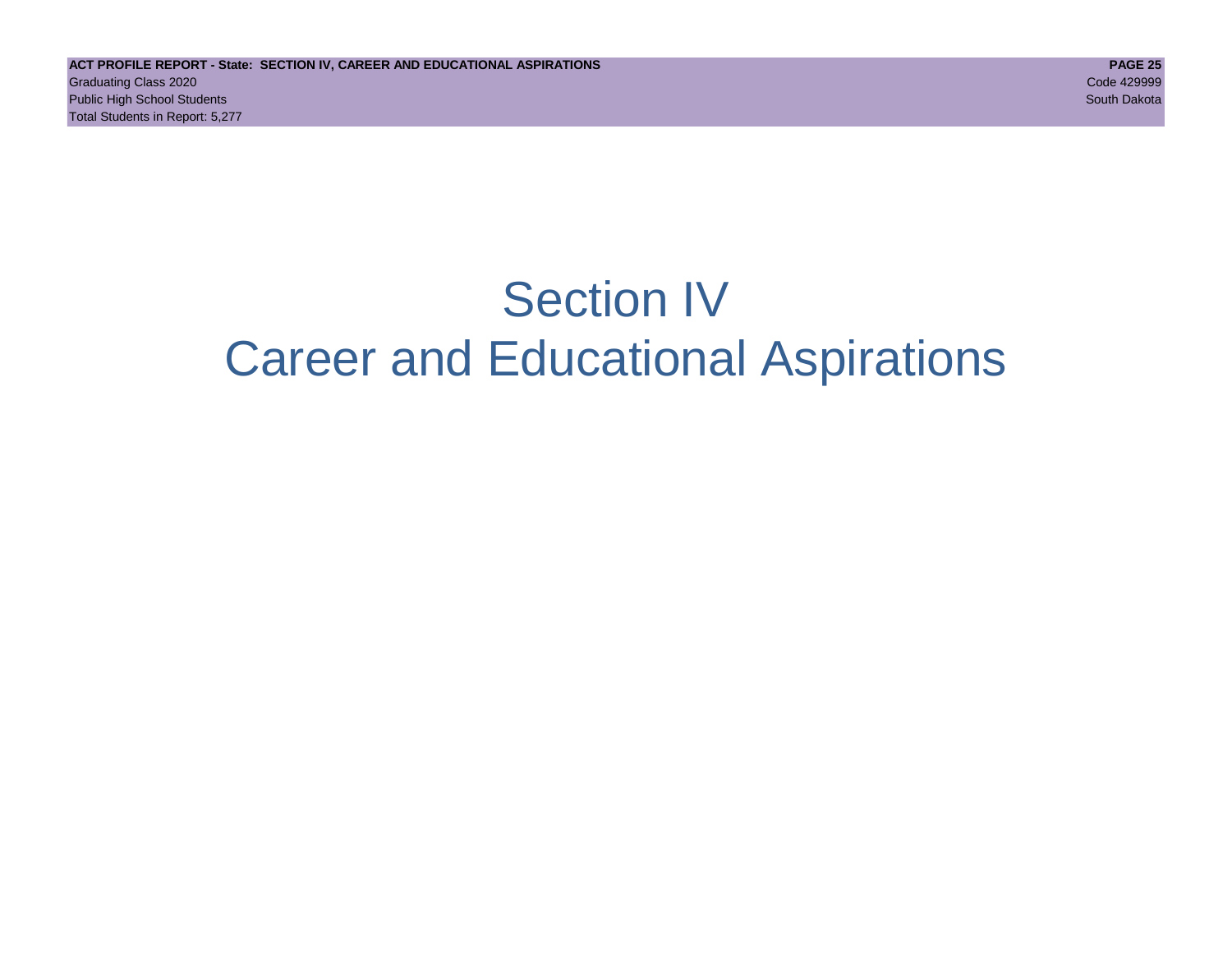# Section IV
# Career and Educational Aspirations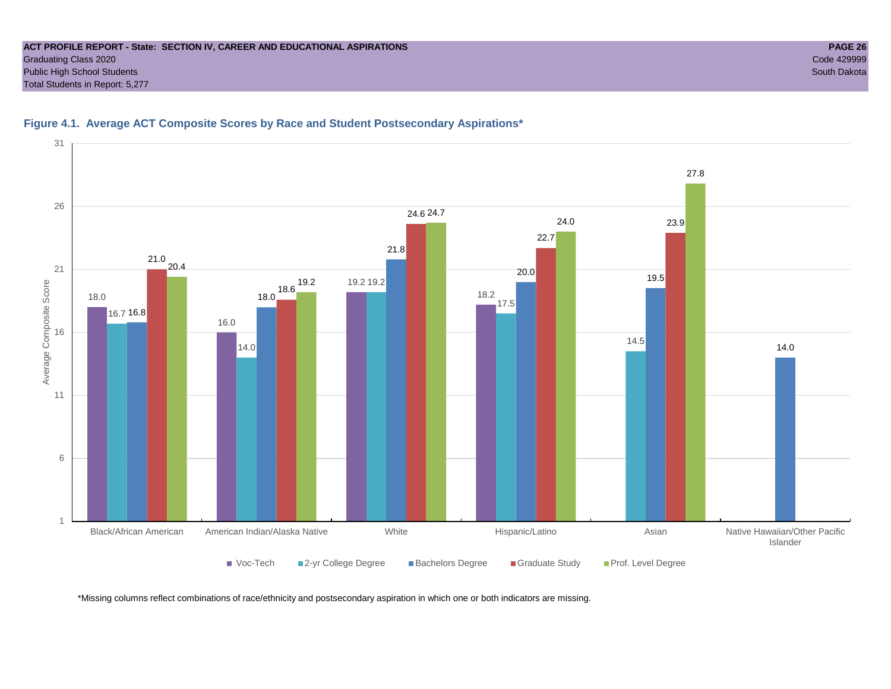**ACT PROFILE REPORT - State: SECTION IV, CAREER AND EDUCATIONAL ASPIRATIONS**
Graduating Class 2020
Public High School Students
Total Students in Report: 5,277

Code 429999
South Dakota

### Figure 4.1. Average ACT Composite Scores by Race and Student Postsecondary Aspirations*

| Race/Ethnicity | Voc-Tech | 2-yr College Degree | Bachelors Degree | Graduate Study | Prof. Level Degree |
|---|---|---|---|---|---|
| Black/African American | 18.0 | 16.7 | 16.8 | 21.0 | 20.4 |
| American Indian/Alaska Native | 16.0 | 14.0 | 18.0 | 18.6 | 19.2 |
| White | 19.2 | 19.2 | 21.8 | 24.6 | 24.7 |
| Hispanic/Latino | 18.2 | 17.5 | 20.0 | 22.7 | 24.0 |
| Asian | | 14.5 | 19.5 | 23.9 | 27.8 |
| Native Hawaiian/Other Pacific Islander | | | 14.0 | | |

*Missing columns reflect combinations of race/ethnicity and postsecondary aspiration in which one or both indicators are missing.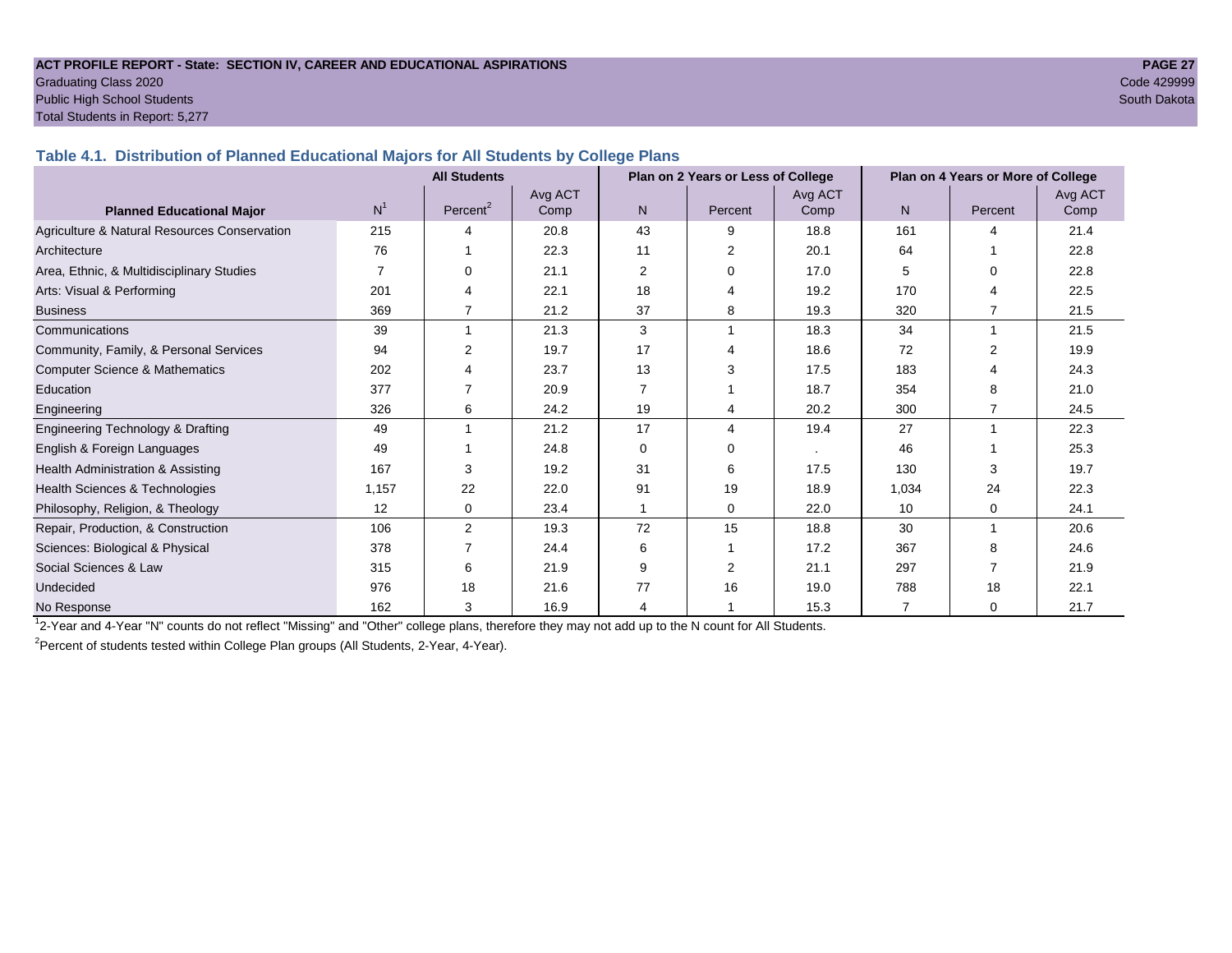ACT PROFILE REPORT - State: SECTION IV, CAREER AND EDUCATIONAL ASPIRATIONS
Graduating Class 2020
Public High School Students
Total Students in Report: 5,277

Code 429999
South Dakota

### Table 4.1. Distribution of Planned Educational Majors for All Students by College Plans

| | All Students | | | Plan on 2 Years or Less of College | | | Plan on 4 Years or More of College | | |
|---|---|---|---|---|---|---|---|---|---|
| Planned Educational Major | N[1] | Percent[2] | Avg ACT Comp | N | Percent | Avg ACT Comp | N | Percent | Avg ACT Comp |
| Agriculture & Natural Resources Conservation | 215 | 4 | 20.8 | 43 | 9 | 18.8 | 161 | 4 | 21.4 |
| Architecture | 76 | 1 | 22.3 | 11 | 2 | 20.1 | 64 | 1 | 22.8 |
| Area, Ethnic, & Multidisciplinary Studies | 7 | 0 | 21.1 | 2 | 0 | 17.0 | 5 | 0 | 22.8 |
| Arts: Visual & Performing | 201 | 4 | 22.1 | 18 | 4 | 19.2 | 170 | 4 | 22.5 |
| Business | 369 | 7 | 21.2 | 37 | 8 | 19.3 | 320 | 7 | 21.5 |
| Communications | 39 | 1 | 21.3 | 3 | 1 | 18.3 | 34 | 1 | 21.5 |
| Community, Family, & Personal Services | 94 | 2 | 19.7 | 17 | 4 | 18.6 | 72 | 2 | 19.9 |
| Computer Science & Mathematics | 202 | 4 | 23.7 | 13 | 3 | 17.5 | 183 | 4 | 24.3 |
| Education | 377 | 7 | 20.9 | 7 | 1 | 18.7 | 354 | 8 | 21.0 |
| Engineering | 326 | 6 | 24.2 | 19 | 4 | 20.2 | 300 | 7 | 24.5 |
| Engineering Technology & Drafting | 49 | 1 | 21.2 | 17 | 4 | 19.4 | 27 | 1 | 22.3 |
| English & Foreign Languages | 49 | 1 | 24.8 | 0 | 0 | . | 46 | 1 | 25.3 |
| Health Administration & Assisting | 167 | 3 | 19.2 | 31 | 6 | 17.5 | 130 | 3 | 19.7 |
| Health Sciences & Technologies | 1,157 | 22 | 22.0 | 91 | 19 | 18.9 | 1,034 | 24 | 22.3 |
| Philosophy, Religion, & Theology | 12 | 0 | 23.4 | 1 | 0 | 22.0 | 10 | 0 | 24.1 |
| Repair, Production, & Construction | 106 | 2 | 19.3 | 72 | 15 | 18.8 | 30 | 1 | 20.6 |
| Sciences: Biological & Physical | 378 | 7 | 24.4 | 6 | 1 | 17.2 | 367 | 8 | 24.6 |
| Social Sciences & Law | 315 | 6 | 21.9 | 9 | 2 | 21.1 | 297 | 7 | 21.9 |
| Undecided | 976 | 18 | 21.6 | 77 | 16 | 19.0 | 788 | 18 | 22.1 |
| No Response | 162 | 3 | 16.9 | 4 | 1 | 15.3 | 7 | 0 | 21.7 |

[1]2-Year and 4-Year "N" counts do not reflect "Missing" and "Other" college plans, therefore they may not add up to the N count for All Students.

[2]Percent of students tested within College Plan groups (All Students, 2-Year, 4-Year).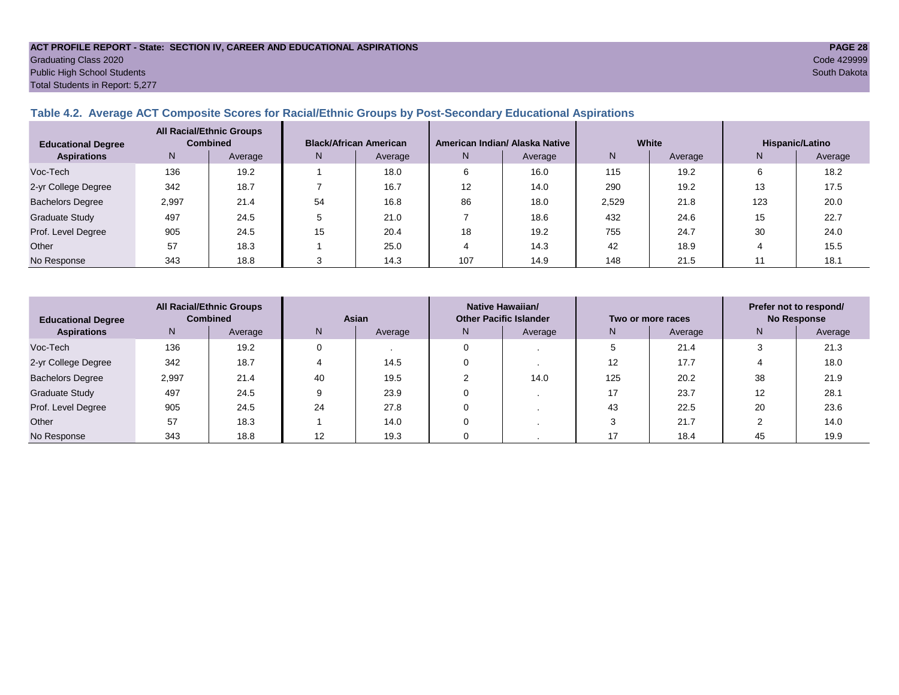### Table 4.2. Average ACT Composite Scores for Racial/Ethnic Groups by Post-Secondary Educational Aspirations

| Educational Degree Aspirations | All Racial/Ethnic Groups Combined | | Black/African American | | American Indian/ Alaska Native | | White | | Hispanic/Latino | |
|---|---|---|---|---|---|---|---|---|---|---|
| | N | Average | N | Average | N | Average | N | Average | N | Average |
| Voc-Tech | 136 | 19.2 | 1 | 18.0 | 6 | 16.0 | 115 | 19.2 | 6 | 18.2 |
| 2-yr College Degree | 342 | 18.7 | 7 | 16.7 | 12 | 14.0 | 290 | 19.2 | 13 | 17.5 |
| Bachelors Degree | 2,997 | 21.4 | 54 | 16.8 | 86 | 18.0 | 2,529 | 21.8 | 123 | 20.0 |
| Graduate Study | 497 | 24.5 | 5 | 21.0 | 7 | 18.6 | 432 | 24.6 | 15 | 22.7 |
| Prof. Level Degree | 905 | 24.5 | 15 | 20.4 | 18 | 19.2 | 755 | 24.7 | 30 | 24.0 |
| Other | 57 | 18.3 | 1 | 25.0 | 4 | 14.3 | 42 | 18.9 | 4 | 15.5 |
| No Response | 343 | 18.8 | 3 | 14.3 | 107 | 14.9 | 148 | 21.5 | 11 | 18.1 |

| Educational Degree Aspirations | All Racial/Ethnic Groups Combined | | Asian | | Native Hawaiian/ Other Pacific Islander | | Two or more races | | Prefer not to respond/ No Response | |
|---|---|---|---|---|---|---|---|---|---|---|
| | N | Average | N | Average | N | Average | N | Average | N | Average |
| Voc-Tech | 136 | 19.2 | 0 | . | 0 | . | 5 | 21.4 | 3 | 21.3 |
| 2-yr College Degree | 342 | 18.7 | 4 | 14.5 | 0 | . | 12 | 17.7 | 4 | 18.0 |
| Bachelors Degree | 2,997 | 21.4 | 40 | 19.5 | 2 | 14.0 | 125 | 20.2 | 38 | 21.9 |
| Graduate Study | 497 | 24.5 | 9 | 23.9 | 0 | . | 17 | 23.7 | 12 | 28.1 |
| Prof. Level Degree | 905 | 24.5 | 24 | 27.8 | 0 | . | 43 | 22.5 | 20 | 23.6 |
| Other | 57 | 18.3 | 1 | 14.0 | 0 | . | 3 | 21.7 | 2 | 14.0 |
| No Response | 343 | 18.8 | 12 | 19.3 | 0 | . | 17 | 18.4 | 45 | 19.9 |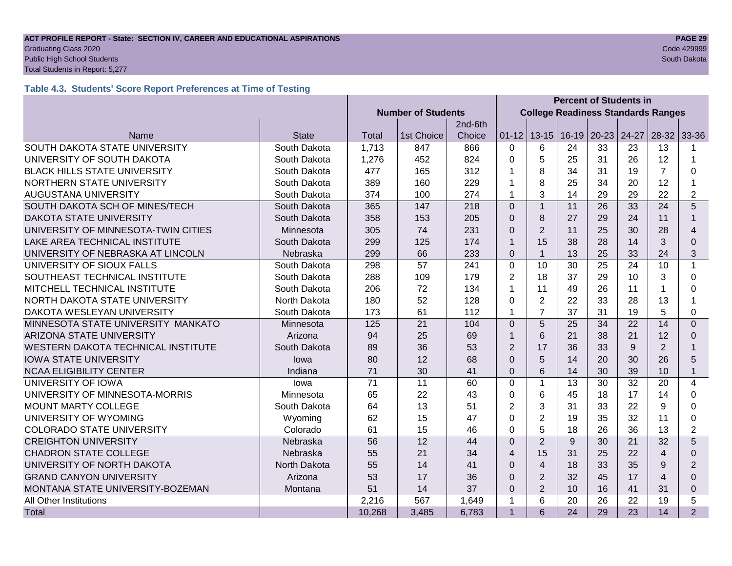ACT PROFILE REPORT - State: SECTION IV, CAREER AND EDUCATIONAL ASPIRATIONS
Graduating Class 2020
Public High School Students
Total Students in Report: 5,277

Code 429999
South Dakota

### Table 4.3. Students' Score Report Preferences at Time of Testing

| | | Number of Students | | | Percent of Students in College Readiness Standards Ranges | | | | | | |
|---|---|---|---|---|---|---|---|---|---|---|---|
| Name | State | Total | 1st Choice | 2nd-6th Choice | 01-12 | 13-15 | 16-19 | 20-23 | 24-27 | 28-32 | 33-36 |
| SOUTH DAKOTA STATE UNIVERSITY | South Dakota | 1,713 | 847 | 866 | 0 | 6 | 24 | 33 | 23 | 13 | 1 |
| UNIVERSITY OF SOUTH DAKOTA | South Dakota | 1,276 | 452 | 824 | 0 | 5 | 25 | 31 | 26 | 12 | 1 |
| BLACK HILLS STATE UNIVERSITY | South Dakota | 477 | 165 | 312 | 1 | 8 | 34 | 31 | 19 | 7 | 0 |
| NORTHERN STATE UNIVERSITY | South Dakota | 389 | 160 | 229 | 1 | 8 | 25 | 34 | 20 | 12 | 1 |
| AUGUSTANA UNIVERSITY | South Dakota | 374 | 100 | 274 | 1 | 3 | 14 | 29 | 29 | 22 | 2 |
| SOUTH DAKOTA SCH OF MINES/TECH | South Dakota | 365 | 147 | 218 | 0 | 1 | 11 | 26 | 33 | 24 | 5 |
| DAKOTA STATE UNIVERSITY | South Dakota | 358 | 153 | 205 | 0 | 8 | 27 | 29 | 24 | 11 | 1 |
| UNIVERSITY OF MINNESOTA-TWIN CITIES | Minnesota | 305 | 74 | 231 | 0 | 2 | 11 | 25 | 30 | 28 | 4 |
| LAKE AREA TECHNICAL INSTITUTE | South Dakota | 299 | 125 | 174 | 1 | 15 | 38 | 28 | 14 | 3 | 0 |
| UNIVERSITY OF NEBRASKA AT LINCOLN | Nebraska | 299 | 66 | 233 | 0 | 1 | 13 | 25 | 33 | 24 | 3 |
| UNIVERSITY OF SIOUX FALLS | South Dakota | 298 | 57 | 241 | 0 | 10 | 30 | 25 | 24 | 10 | 1 |
| SOUTHEAST TECHNICAL INSTITUTE | South Dakota | 288 | 109 | 179 | 2 | 18 | 37 | 29 | 10 | 3 | 0 |
| MITCHELL TECHNICAL INSTITUTE | South Dakota | 206 | 72 | 134 | 1 | 11 | 49 | 26 | 11 | 1 | 0 |
| NORTH DAKOTA STATE UNIVERSITY | North Dakota | 180 | 52 | 128 | 0 | 2 | 22 | 33 | 28 | 13 | 1 |
| DAKOTA WESLEYAN UNIVERSITY | South Dakota | 173 | 61 | 112 | 1 | 7 | 37 | 31 | 19 | 5 | 0 |
| MINNESOTA STATE UNIVERSITY MANKATO | Minnesota | 125 | 21 | 104 | 0 | 5 | 25 | 34 | 22 | 14 | 0 |
| ARIZONA STATE UNIVERSITY | Arizona | 94 | 25 | 69 | 1 | 6 | 21 | 38 | 21 | 12 | 0 |
| WESTERN DAKOTA TECHNICAL INSTITUTE | South Dakota | 89 | 36 | 53 | 2 | 17 | 36 | 33 | 9 | 2 | 1 |
| IOWA STATE UNIVERSITY | Iowa | 80 | 12 | 68 | 0 | 5 | 14 | 20 | 30 | 26 | 5 |
| NCAA ELIGIBILITY CENTER | Indiana | 71 | 30 | 41 | 0 | 6 | 14 | 30 | 39 | 10 | 1 |
| UNIVERSITY OF IOWA | Iowa | 71 | 11 | 60 | 0 | 1 | 13 | 30 | 32 | 20 | 4 |
| UNIVERSITY OF MINNESOTA-MORRIS | Minnesota | 65 | 22 | 43 | 0 | 6 | 45 | 18 | 17 | 14 | 0 |
| MOUNT MARTY COLLEGE | South Dakota | 64 | 13 | 51 | 2 | 3 | 31 | 33 | 22 | 9 | 0 |
| UNIVERSITY OF WYOMING | Wyoming | 62 | 15 | 47 | 0 | 2 | 19 | 35 | 32 | 11 | 0 |
| COLORADO STATE UNIVERSITY | Colorado | 61 | 15 | 46 | 0 | 5 | 18 | 26 | 36 | 13 | 2 |
| CREIGHTON UNIVERSITY | Nebraska | 56 | 12 | 44 | 0 | 2 | 9 | 30 | 21 | 32 | 5 |
| CHADRON STATE COLLEGE | Nebraska | 55 | 21 | 34 | 4 | 15 | 31 | 25 | 22 | 4 | 0 |
| UNIVERSITY OF NORTH DAKOTA | North Dakota | 55 | 14 | 41 | 0 | 4 | 18 | 33 | 35 | 9 | 2 |
| GRAND CANYON UNIVERSITY | Arizona | 53 | 17 | 36 | 0 | 2 | 32 | 45 | 17 | 4 | 0 |
| MONTANA STATE UNIVERSITY-BOZEMAN | Montana | 51 | 14 | 37 | 0 | 2 | 10 | 16 | 41 | 31 | 0 |
| All Other Institutions | | 2,216 | 567 | 1,649 | 1 | 6 | 20 | 26 | 22 | 19 | 5 |
| Total | | 10,268 | 3,485 | 6,783 | 1 | 6 | 24 | 29 | 23 | 14 | 2 |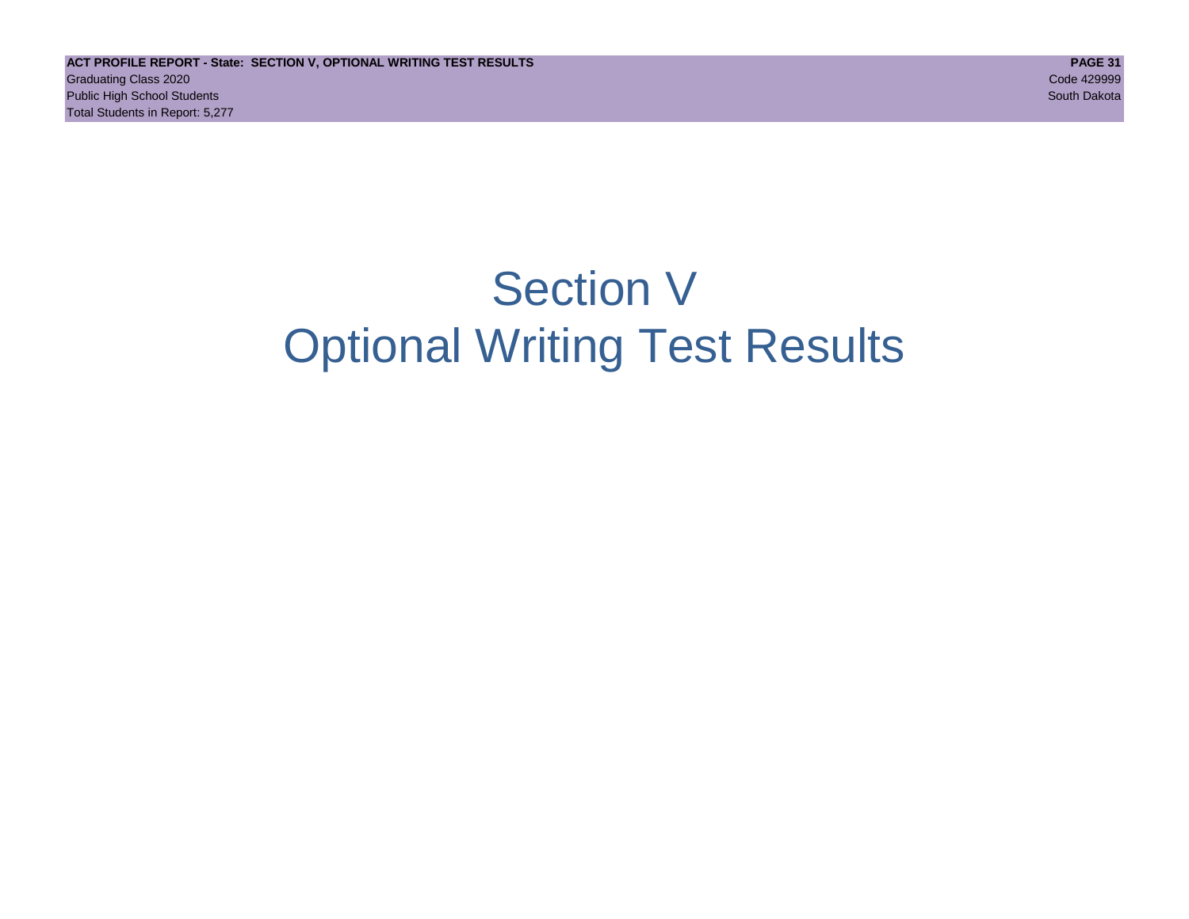# Section V
# Optional Writing Test Results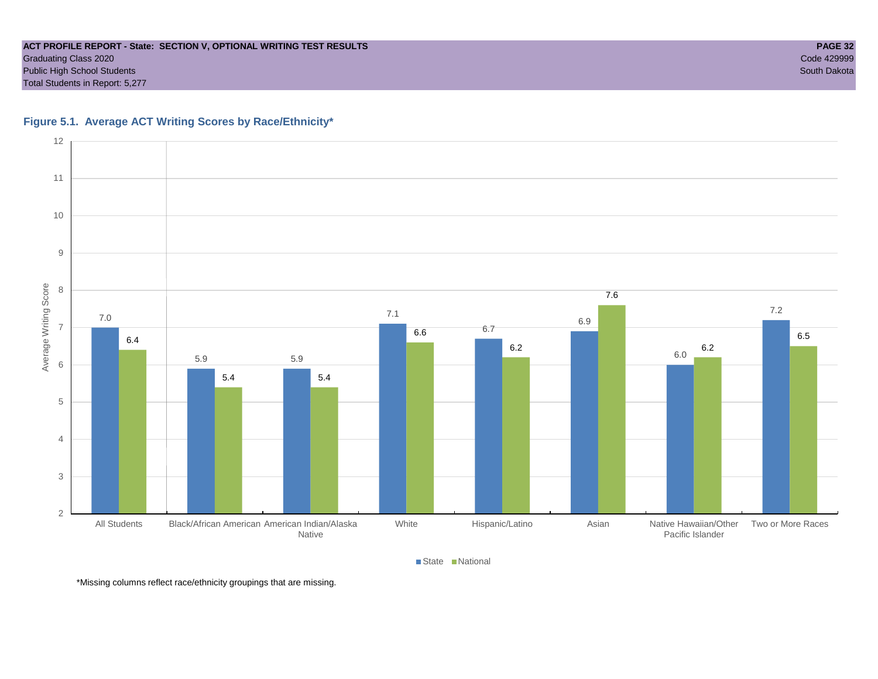**ACT PROFILE REPORT - State: SECTION V, OPTIONAL WRITING TEST RESULTS**
Graduating Class 2020
Public High School Students
Total Students in Report: 5,277

Code 429999
South Dakota

### Figure 5.1. Average ACT Writing Scores by Race/Ethnicity*

| | State | National |
|---|---|---|
| All Students | 7.0 | 6.4 |
| Black/African American | 5.9 | 5.4 |
| American Indian/Alaska Native | 5.9 | 5.4 |
| White | 7.1 | 6.6 |
| Hispanic/Latino | 6.7 | 6.2 |
| Asian | 6.9 | 7.6 |
| Native Hawaiian/Other Pacific Islander | 6.0 | 6.2 |
| Two or More Races | 7.2 | 6.5 |

*Missing columns reflect race/ethnicity groupings that are missing.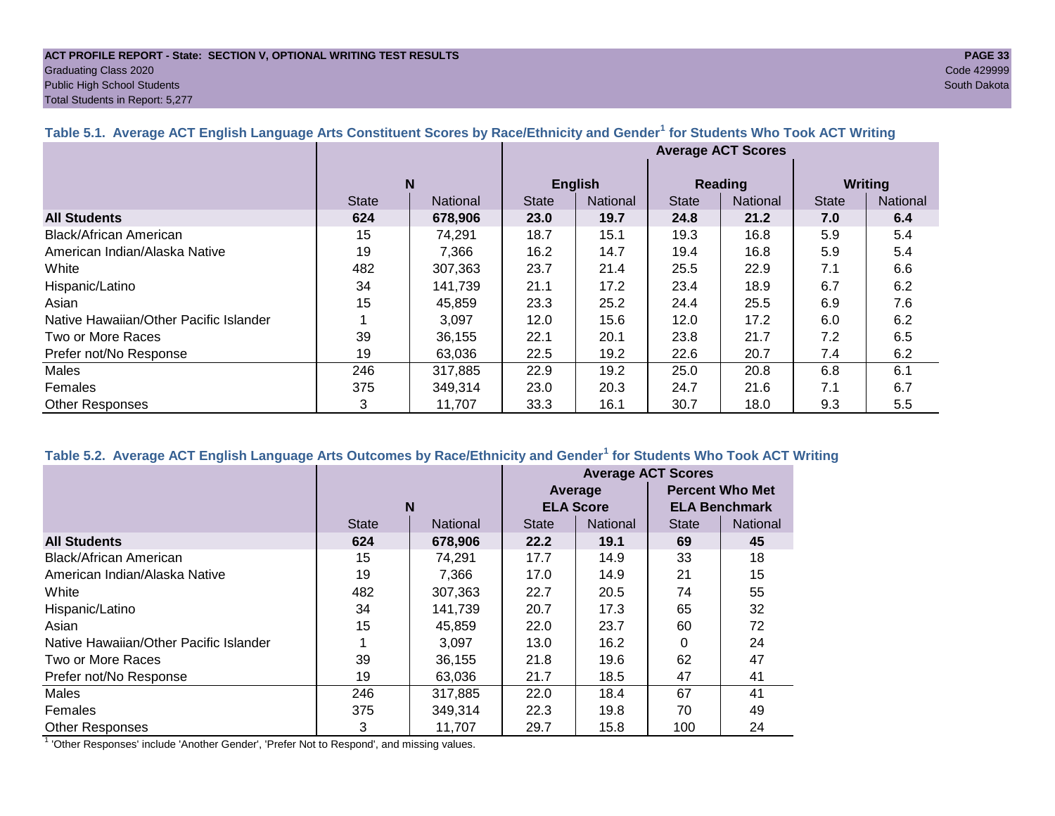### Table 5.1. Average ACT English Language Arts Constituent Scores by Race/Ethnicity and Gender[1] for Students Who Took ACT Writing

| | N | | Average ACT Scores | | | | | |
|---|---|---|---|---|---|---|---|---|
| | | | English | | Reading | | Writing | |
| | State | National | State | National | State | National | State | National |
| **All Students** | **624** | **678,906** | **23.0** | **19.7** | **24.8** | **21.2** | **7.0** | **6.4** |
| Black/African American | 15 | 74,291 | 18.7 | 15.1 | 19.3 | 16.8 | 5.9 | 5.4 |
| American Indian/Alaska Native | 19 | 7,366 | 16.2 | 14.7 | 19.4 | 16.8 | 5.9 | 5.4 |
| White | 482 | 307,363 | 23.7 | 21.4 | 25.5 | 22.9 | 7.1 | 6.6 |
| Hispanic/Latino | 34 | 141,739 | 21.1 | 17.2 | 23.4 | 18.9 | 6.7 | 6.2 |
| Asian | 15 | 45,859 | 23.3 | 25.2 | 24.4 | 25.5 | 6.9 | 7.6 |
| Native Hawaiian/Other Pacific Islander | 1 | 3,097 | 12.0 | 15.6 | 12.0 | 17.2 | 6.0 | 6.2 |
| Two or More Races | 39 | 36,155 | 22.1 | 20.1 | 23.8 | 21.7 | 7.2 | 6.5 |
| Prefer not/No Response | 19 | 63,036 | 22.5 | 19.2 | 22.6 | 20.7 | 7.4 | 6.2 |
| Males | 246 | 317,885 | 22.9 | 19.2 | 25.0 | 20.8 | 6.8 | 6.1 |
| Females | 375 | 349,314 | 23.0 | 20.3 | 24.7 | 21.6 | 7.1 | 6.7 |
| Other Responses | 3 | 11,707 | 33.3 | 16.1 | 30.7 | 18.0 | 9.3 | 5.5 |

### Table 5.2. Average ACT English Language Arts Outcomes by Race/Ethnicity and Gender[1] for Students Who Took ACT Writing

| | N | | Average ACT Scores | | | |
|---|---|---|---|---|---|---|
| | | | Average ELA Score | | Percent Who Met ELA Benchmark | |
| | State | National | State | National | State | National |
| **All Students** | **624** | **678,906** | **22.2** | **19.1** | **69** | **45** |
| Black/African American | 15 | 74,291 | 17.7 | 14.9 | 33 | 18 |
| American Indian/Alaska Native | 19 | 7,366 | 17.0 | 14.9 | 21 | 15 |
| White | 482 | 307,363 | 22.7 | 20.5 | 74 | 55 |
| Hispanic/Latino | 34 | 141,739 | 20.7 | 17.3 | 65 | 32 |
| Asian | 15 | 45,859 | 22.0 | 23.7 | 60 | 72 |
| Native Hawaiian/Other Pacific Islander | 1 | 3,097 | 13.0 | 16.2 | 0 | 24 |
| Two or More Races | 39 | 36,155 | 21.8 | 19.6 | 62 | 47 |
| Prefer not/No Response | 19 | 63,036 | 21.7 | 18.5 | 47 | 41 |
| Males | 246 | 317,885 | 22.0 | 18.4 | 67 | 41 |
| Females | 375 | 349,314 | 22.3 | 19.8 | 70 | 49 |
| Other Responses | 3 | 11,707 | 29.7 | 15.8 | 100 | 24 |

[1] 'Other Responses' include 'Another Gender', 'Prefer Not to Respond', and missing values.